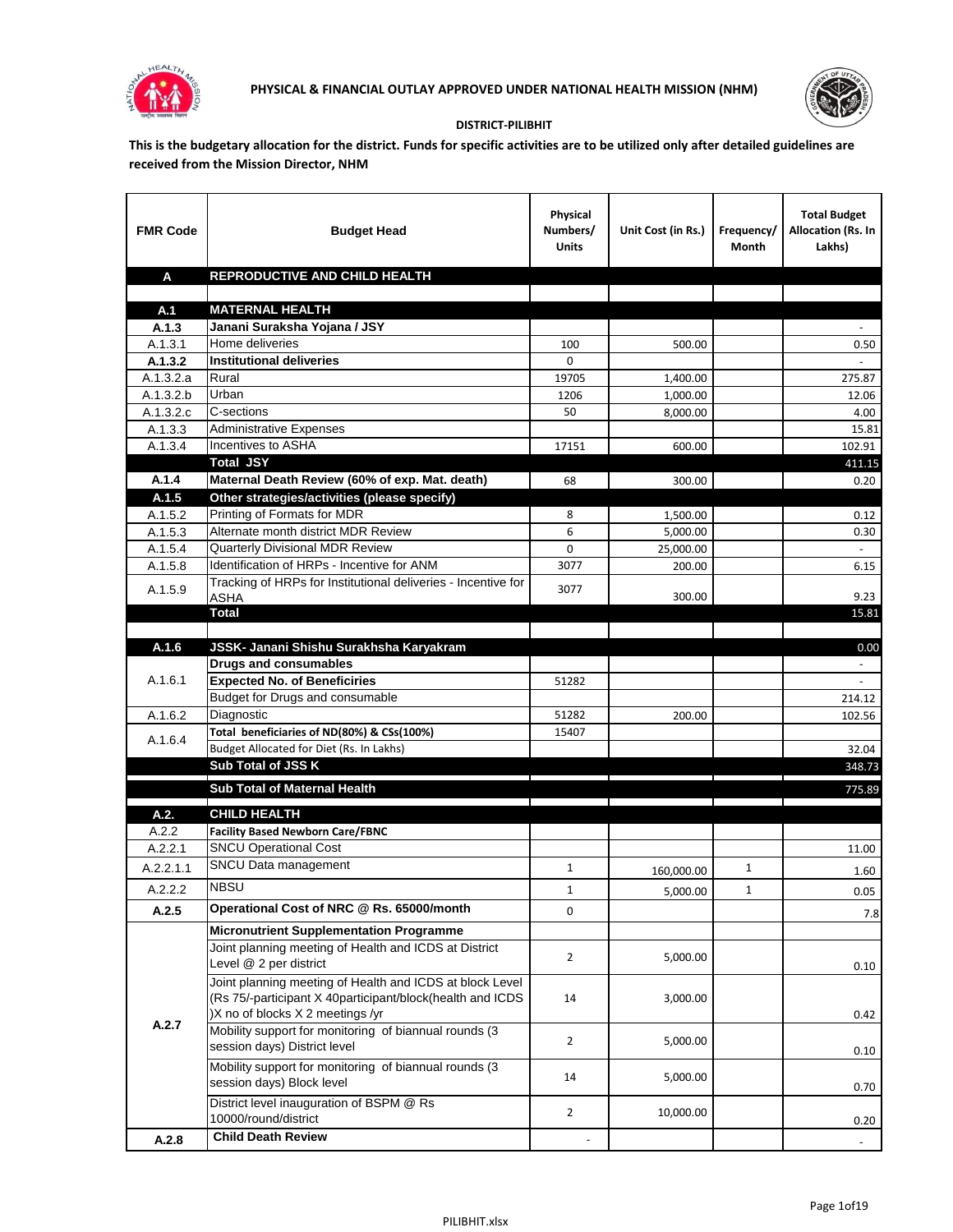PHYSICAL & FINANCIAL OUTLAY APPROVED UNDER NATIONAL HEALTH MISSION (NHM)

DISTRICT-PILIBHIT

**This is the budgetary allocation for the district. Funds for specific activities are to be utilized only after detailed guidelines are received from the Mission Director, NHM**

| FMR Code | Budget Head | Physical Numbers/ Units | Unit Cost (in Rs.) | Frequency/ Month | Total Budget Allocation (Rs. In Lakhs) |
|---|---|---|---|---|---|
| **A** | **REPRODUCTIVE AND CHILD HEALTH** | | | | |
| | | | | | |
| **A.1** | **MATERNAL HEALTH** | | | | |
| **A.1.3** | **Janani Suraksha Yojana / JSY** | | | | - |
| A.1.3.1 | Home deliveries | 100 | 500.00 | | 0.50 |
| **A.1.3.2** | **Institutional deliveries** | 0 | | | - |
| A.1.3.2.a | Rural | 19705 | 1,400.00 | | 275.87 |
| A.1.3.2.b | Urban | 1206 | 1,000.00 | | 12.06 |
| A.1.3.2.c | C-sections | 50 | 8,000.00 | | 4.00 |
| A.1.3.3 | Administrative Expenses | | | | 15.81 |
| A.1.3.4 | Incentives to ASHA | 17151 | 600.00 | | 102.91 |
| | **Total JSY** | | | | 411.15 |
| **A.1.4** | **Maternal Death Review (60% of exp. Mat. death)** | 68 | 300.00 | | 0.20 |
| **A.1.5** | **Other strategies/activities (please specify)** | | | | |
| A.1.5.2 | Printing of Formats for MDR | 8 | 1,500.00 | | 0.12 |
| A.1.5.3 | Alternate month district MDR Review | 6 | 5,000.00 | | 0.30 |
| A.1.5.4 | Quarterly Divisional MDR Review | 0 | 25,000.00 | | - |
| A.1.5.8 | Identification of HRPs - Incentive for ANM | 3077 | 200.00 | | 6.15 |
| A.1.5.9 | Tracking of HRPs for Institutional deliveries - Incentive for ASHA | 3077 | 300.00 | | 9.23 |
| | **Total** | | | | 15.81 |
| | | | | | |
| **A.1.6** | **JSSK- Janani Shishu Surakhsha Karyakram** | | | | 0.00 |
| A.1.6.1 | **Drugs and consumables** | | | | - |
| | **Expected No. of Beneficiries** | 51282 | | | - |
| | Budget for Drugs and consumable | | | | 214.12 |
| A.1.6.2 | Diagnostic | 51282 | 200.00 | | 102.56 |
| A.1.6.4 | **Total beneficiaries of ND(80%) & CSs(100%)** | 15407 | | | |
| | Budget Allocated for Diet (Rs. In Lakhs) | | | | 32.04 |
| | **Sub Total of JSS K** | | | | 348.73 |
| | **Sub Total of Maternal Health** | | | | 775.89 |
| **A.2.** | **CHILD HEALTH** | | | | |
| A.2.2 | **Facility Based Newborn Care/FBNC** | | | | |
| A.2.2.1 | SNCU Operational Cost | | | | 11.00 |
| A.2.2.1.1 | SNCU Data management | 1 | 160,000.00 | 1 | 1.60 |
| A.2.2.2 | NBSU | 1 | 5,000.00 | 1 | 0.05 |
| **A.2.5** | **Operational Cost of NRC @ Rs. 65000/month** | 0 | | | 7.8 |
| A.2.7 | **Micronutrient Supplementation Programme** | | | | |
| | Joint planning meeting of Health and ICDS at District Level @ 2 per district | 2 | 5,000.00 | | 0.10 |
| | Joint planning meeting of Health and ICDS at block Level (Rs 75/-participant X 40participant/block(health and ICDS )X no of blocks X 2 meetings /yr | 14 | 3,000.00 | | 0.42 |
| | Mobility support for monitoring of biannual rounds (3 session days) District level | 2 | 5,000.00 | | 0.10 |
| | Mobility support for monitoring of biannual rounds (3 session days) Block level | 14 | 5,000.00 | | 0.70 |
| | District level inauguration of BSPM @ Rs 10000/round/district | 2 | 10,000.00 | | 0.20 |
| **A.2.8** | **Child Death Review** | - | | | - |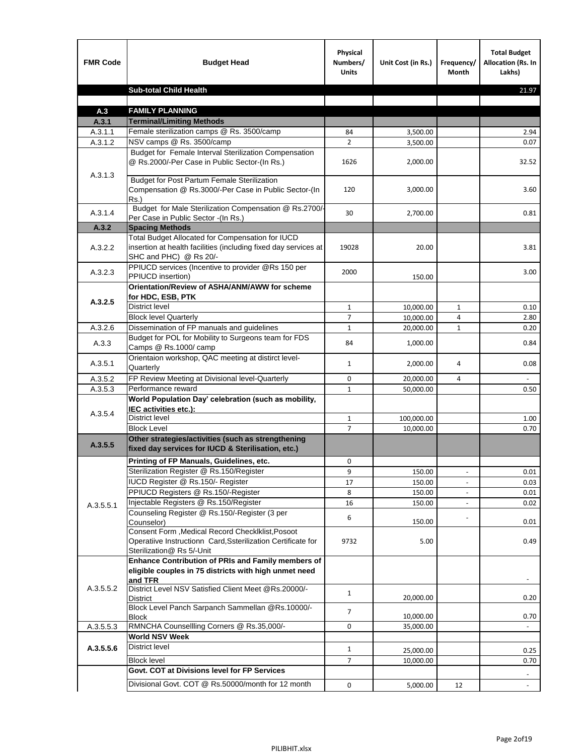| FMR Code | Budget Head | Physical Numbers/ Units | Unit Cost (in Rs.) | Frequency/ Month | Total Budget Allocation (Rs. In Lakhs) |
|---|---|---|---|---|---|
| | **Sub-total Child Health** | | | | 21.97 |
| | | | | | |
| **A.3** | **FAMILY PLANNING** | | | | |
| **A.3.1** | **Terminal/Limiting Methods** | | | | |
| A.3.1.1 | Female sterilization camps @ Rs. 3500/camp | 84 | 3,500.00 | | 2.94 |
| A.3.1.2 | NSV camps @ Rs. 3500/camp | 2 | 3,500.00 | | 0.07 |
| A.3.1.3 | Budget for Female Interval Sterilization Compensation @ Rs.2000/-Per Case in Public Sector-(In Rs.) | 1626 | 2,000.00 | | 32.52 |
| | Budget for Post Partum Female Sterilization Compensation @ Rs.3000/-Per Case in Public Sector-(In Rs.) | 120 | 3,000.00 | | 3.60 |
| A.3.1.4 | Budget for Male Sterilization Compensation @ Rs.2700/-Per Case in Public Sector -(In Rs.) | 30 | 2,700.00 | | 0.81 |
| **A.3.2** | **Spacing Methods** | | | | |
| A.3.2.2 | Total Budget Allocated for Compensation for IUCD insertion at health facilities (including fixed day services at SHC and PHC) @ Rs 20/- | 19028 | 20.00 | | 3.81 |
| A.3.2.3 | PPIUCD services (Incentive to provider @Rs 150 per PPIUCD insertion) | 2000 | 150.00 | | 3.00 |
| **A.3.2.5** | **Orientation/Review of ASHA/ANM/AWW for scheme for HDC, ESB, PTK** | | | | |
| | District level | 1 | 10,000.00 | 1 | 0.10 |
| | Block level Quarterly | 7 | 10,000.00 | 4 | 2.80 |
| A.3.2.6 | Dissemination of FP manuals and guidelines | 1 | 20,000.00 | 1 | 0.20 |
| A.3.3 | Budget for POL for Mobility to Surgeons team for FDS Camps @ Rs.1000/ camp | 84 | 1,000.00 | | 0.84 |
| A.3.5.1 | Orientaion workshop, QAC meeting at distirct level-Quarterly | 1 | 2,000.00 | 4 | 0.08 |
| A.3.5.2 | FP Review Meeting at Divisional level-Quarterly | 0 | 20,000.00 | 4 | - |
| A.3.5.3 | Performance reward | 1 | 50,000.00 | | 0.50 |
| A.3.5.4 | **World Population Day' celebration (such as mobility, IEC activities etc.):** | | | | |
| | District level | 1 | 100,000.00 | | 1.00 |
| | Block Level | 7 | 10,000.00 | | 0.70 |
| **A.3.5.5** | **Other strategies/activities (such as strengthening fixed day services for IUCD & Sterilisation, etc.)** | | | | |
| A.3.5.5.1 | **Printing of FP Manuals, Guidelines, etc.** | 0 | | | |
| | Sterilization Register @ Rs.150/Register | 9 | 150.00 | - | 0.01 |
| | IUCD Register @ Rs.150/- Register | 17 | 150.00 | - | 0.03 |
| | PPIUCD Registers @ Rs.150/-Register | 8 | 150.00 | - | 0.01 |
| | Injectable Registers @ Rs.150/Register | 16 | 150.00 | - | 0.02 |
| | Counseling Register @ Rs.150/-Register (3 per Counselor) | 6 | 150.00 | - | 0.01 |
| | Consent Form ,Medical Record Checklklist,Posoot Operatiive Instructionn Card,Ssterilization Certificate for Sterilization@ Rs 5/-Unit | 9732 | 5.00 | | 0.49 |
| A.3.5.5.2 | **Enhance Contribution of PRIs and Family members of eligible couples in 75 districts with high unmet need and TFR** | | | | - |
| | District Level NSV Satisfied Client Meet @Rs.20000/-District | 1 | 20,000.00 | | 0.20 |
| | Block Level Panch Sarpanch Sammellan @Rs.10000/-Block | 7 | 10,000.00 | | 0.70 |
| A.3.5.5.3 | RMNCHA Counsellling Corners @ Rs.35,000/- | 0 | 35,000.00 | | - |
| **A.3.5.5.6** | **World NSV Week** | | | | |
| | District level | 1 | 25,000.00 | | 0.25 |
| | Block level | 7 | 10,000.00 | | 0.70 |
| | **Govt. COT at Divisions level for FP Services** | | | | - |
| | Divisional Govt. COT @ Rs.50000/month for 12 month | 0 | 5,000.00 | 12 | - |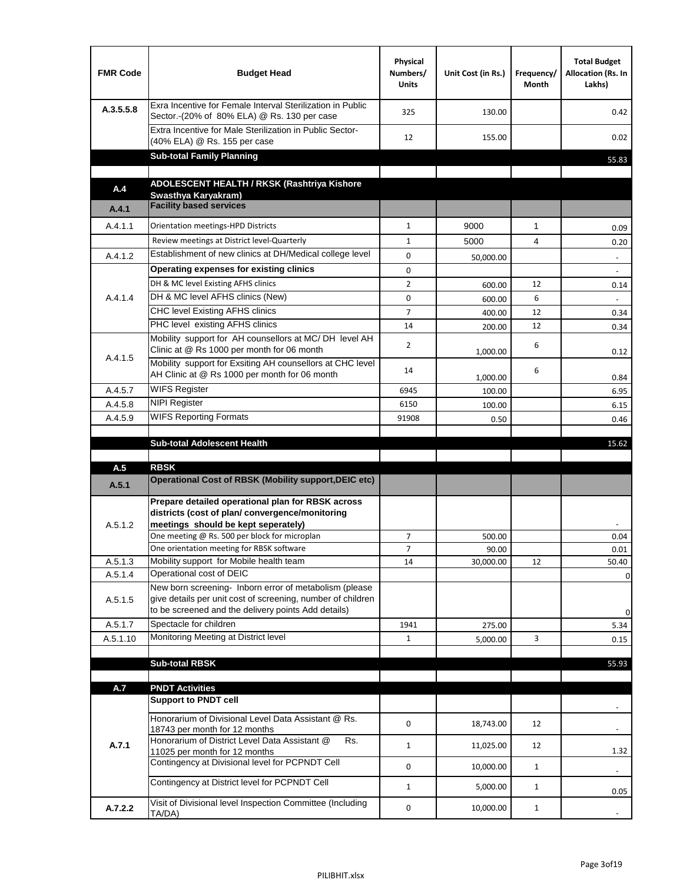| FMR Code | Budget Head | Physical Numbers/ Units | Unit Cost (in Rs.) | Frequency/ Month | Total Budget Allocation (Rs. In Lakhs) |
|---|---|---|---|---|---|
| A.3.5.5.8 | Exra Incentive for Female Interval Sterilization in Public Sector.-(20% of 80% ELA) @ Rs. 130 per case | 325 | 130.00 | | 0.42 |
| | Extra Incentive for Male Sterilization in Public Sector-(40% ELA) @ Rs. 155 per case | 12 | 155.00 | | 0.02 |
| | **Sub-total Family Planning** | | | | 55.83 |
| | | | | | |
| **A.4** | **ADOLESCENT HEALTH / RKSK (Rashtriya Kishore Swasthya Karyakram)** | | | | |
| **A.4.1** | **Facility based services** | | | | |
| A.4.1.1 | Orientation meetings-HPD Districts | 1 | 9000 | 1 | 0.09 |
| | Review meetings at District level-Quarterly | 1 | 5000 | 4 | 0.20 |
| A.4.1.2 | Establishment of new clinics at DH/Medical college level | 0 | 50,000.00 | | - |
| A.4.1.4 | **Operating expenses for existing clinics** | 0 | | | - |
| | DH & MC level Existing AFHS clinics | 2 | 600.00 | 12 | 0.14 |
| | DH & MC level AFHS clinics (New) | 0 | 600.00 | 6 | - |
| | CHC level Existing AFHS clinics | 7 | 400.00 | 12 | 0.34 |
| | PHC level existing AFHS clinics | 14 | 200.00 | 12 | 0.34 |
| A.4.1.5 | Mobility support for AH counsellors at MC/ DH level AH Clinic at @ Rs 1000 per month for 06 month | 2 | 1,000.00 | 6 | 0.12 |
| | Mobility support for Exsiting AH counsellors at CHC level AH Clinic at @ Rs 1000 per month for 06 month | 14 | 1,000.00 | 6 | 0.84 |
| A.4.5.7 | WIFS Register | 6945 | 100.00 | | 6.95 |
| A.4.5.8 | NIPI Register | 6150 | 100.00 | | 6.15 |
| A.4.5.9 | WIFS Reporting Formats | 91908 | 0.50 | | 0.46 |
| | | | | | |
| | **Sub-total Adolescent Health** | | | | 15.62 |
| | | | | | |
| **A.5** | **RBSK** | | | | |
| **A.5.1** | **Operational Cost of RBSK (Mobility support,DEIC etc)** | | | | |
| A.5.1.2 | **Prepare detailed operational plan for RBSK across districts (cost of plan/ convergence/monitoring meetings should be kept seperately)** | | | | - |
| | One meeting @ Rs. 500 per block for microplan | 7 | 500.00 | | 0.04 |
| | One orientation meeting for RBSK software | 7 | 90.00 | | 0.01 |
| A.5.1.3 | Mobility support for Mobile health team | 14 | 30,000.00 | 12 | 50.40 |
| A.5.1.4 | Operational cost of DEIC | | | | 0 |
| A.5.1.5 | New born screening- Inborn error of metabolism (please give details per unit cost of screening, number of children to be screened and the delivery points Add details) | | | | 0 |
| A.5.1.7 | Spectacle for children | 1941 | 275.00 | | 5.34 |
| A.5.1.10 | Monitoring Meeting at District level | 1 | 5,000.00 | 3 | 0.15 |
| | | | | | |
| | **Sub-total RBSK** | | | | 55.93 |
| | | | | | |
| **A.7** | **PNDT Activities** | | | | |
| **A.7.1** | **Support to PNDT cell** | | | | - |
| | Honorarium of Divisional Level Data Assistant @ Rs. 18743 per month for 12 months | 0 | 18,743.00 | 12 | - |
| | Honorarium of District Level Data Assistant @ Rs. 11025 per month for 12 months | 1 | 11,025.00 | 12 | 1.32 |
| | Contingency at Divisional level for PCPNDT Cell | 0 | 10,000.00 | 1 | - |
| | Contingency at District level for PCPNDT Cell | 1 | 5,000.00 | 1 | 0.05 |
| **A.7.2.2** | Visit of Divisional level Inspection Committee (Including TA/DA) | 0 | 10,000.00 | 1 | - |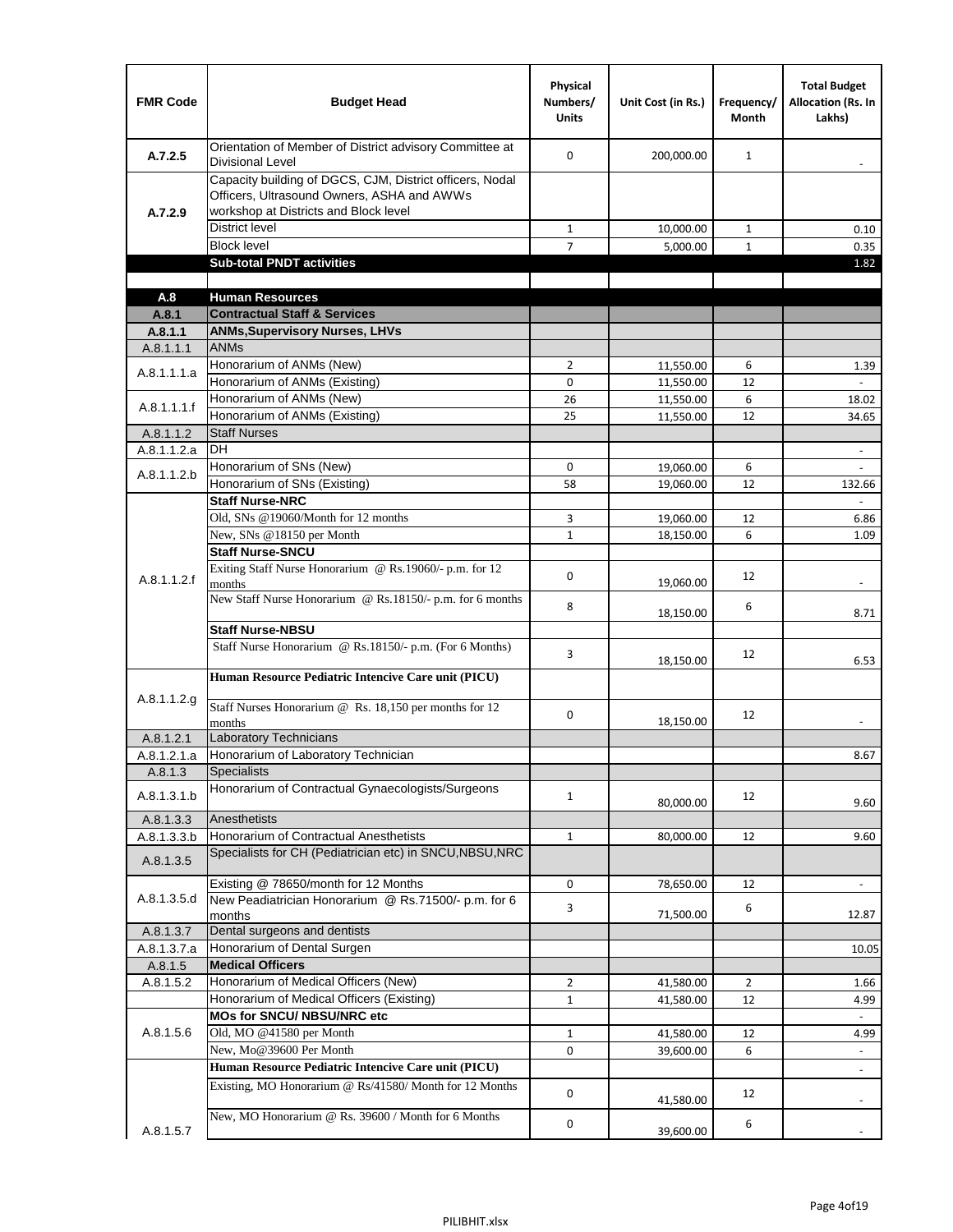| FMR Code | Budget Head | Physical Numbers/ Units | Unit Cost (in Rs.) | Frequency/ Month | Total Budget Allocation (Rs. In Lakhs) |
|---|---|---|---|---|---|
| A.7.2.5 | Orientation of Member of District advisory Committee at Divisional Level | 0 | 200,000.00 | 1 | - |
| A.7.2.9 | Capacity building of DGCS, CJM, District officers, Nodal Officers, Ultrasound Owners, ASHA and AWWs workshop at Districts and Block level | | | | |
| | District level | 1 | 10,000.00 | 1 | 0.10 |
| | Block level | 7 | 5,000.00 | 1 | 0.35 |
| | **Sub-total PNDT activities** | | | | 1.82 |
| | | | | | |
| **A.8** | **Human Resources** | | | | |
| **A.8.1** | **Contractual Staff & Services** | | | | |
| **A.8.1.1** | **ANMs,Supervisory Nurses, LHVs** | | | | |
| A.8.1.1.1 | ANMs | | | | |
| A.8.1.1.1.a | Honorarium of ANMs (New) | 2 | 11,550.00 | 6 | 1.39 |
| | Honorarium of ANMs (Existing) | 0 | 11,550.00 | 12 | - |
| A.8.1.1.1.f | Honorarium of ANMs (New) | 26 | 11,550.00 | 6 | 18.02 |
| | Honorarium of ANMs (Existing) | 25 | 11,550.00 | 12 | 34.65 |
| A.8.1.1.2 | Staff Nurses | | | | |
| A.8.1.1.2.a | DH | | | | - |
| A.8.1.1.2.b | Honorarium of SNs (New) | 0 | 19,060.00 | 6 | - |
| | Honorarium of SNs (Existing) | 58 | 19,060.00 | 12 | 132.66 |
| A.8.1.1.2.f | **Staff Nurse-NRC** | | | | - |
| | Old, SNs @19060/Month for 12 months | 3 | 19,060.00 | 12 | 6.86 |
| | New, SNs @18150 per Month | 1 | 18,150.00 | 6 | 1.09 |
| | **Staff Nurse-SNCU** | | | | |
| | Exiting Staff Nurse Honorarium @ Rs.19060/- p.m. for 12 months | 0 | 19,060.00 | 12 | - |
| | New Staff Nurse Honorarium @ Rs.18150/- p.m. for 6 months | 8 | 18,150.00 | 6 | 8.71 |
| | **Staff Nurse-NBSU** | | | | |
| | Staff Nurse Honorarium @ Rs.18150/- p.m. (For 6 Months) | 3 | 18,150.00 | 12 | 6.53 |
| A.8.1.1.2.g | **Human Resource Pediatric Intencive Care unit (PICU)** | | | | |
| | Staff Nurses Honorarium @ Rs. 18,150 per months for 12 months | 0 | 18,150.00 | 12 | - |
| A.8.1.2.1 | Laboratory Technicians | | | | |
| A.8.1.2.1.a | Honorarium of Laboratory Technician | | | | 8.67 |
| A.8.1.3 | Specialists | | | | |
| A.8.1.3.1.b | Honorarium of Contractual Gynaecologists/Surgeons | 1 | 80,000.00 | 12 | 9.60 |
| A.8.1.3.3 | Anesthetists | | | | |
| A.8.1.3.3.b | Honorarium of Contractual Anesthetists | 1 | 80,000.00 | 12 | 9.60 |
| A.8.1.3.5 | Specialists for CH (Pediatrician etc) in SNCU,NBSU,NRC | | | | |
| A.8.1.3.5.d | Existing @ 78650/month for 12 Months | 0 | 78,650.00 | 12 | - |
| | New Peadiatrician Honorarium @ Rs.71500/- p.m. for 6 months | 3 | 71,500.00 | 6 | 12.87 |
| A.8.1.3.7 | Dental surgeons and dentists | | | | |
| A.8.1.3.7.a | Honorarium of Dental Surgen | | | | 10.05 |
| A.8.1.5 | **Medical Officers** | | | | |
| A.8.1.5.2 | Honorarium of Medical Officers (New) | 2 | 41,580.00 | 2 | 1.66 |
| | Honorarium of Medical Officers (Existing) | 1 | 41,580.00 | 12 | 4.99 |
| A.8.1.5.6 | **MOs for SNCU/ NBSU/NRC etc** | | | | - |
| | Old, MO @41580 per Month | 1 | 41,580.00 | 12 | 4.99 |
| | New, Mo@39600 Per Month | 0 | 39,600.00 | 6 | - |
| A.8.1.5.7 | **Human Resource Pediatric Intencive Care unit (PICU)** | | | | - |
| | Existing, MO Honorarium @ Rs/41580/ Month for 12 Months | 0 | 41,580.00 | 12 | - |
| | New, MO Honorarium @ Rs. 39600 / Month for 6 Months | 0 | 39,600.00 | 6 | - |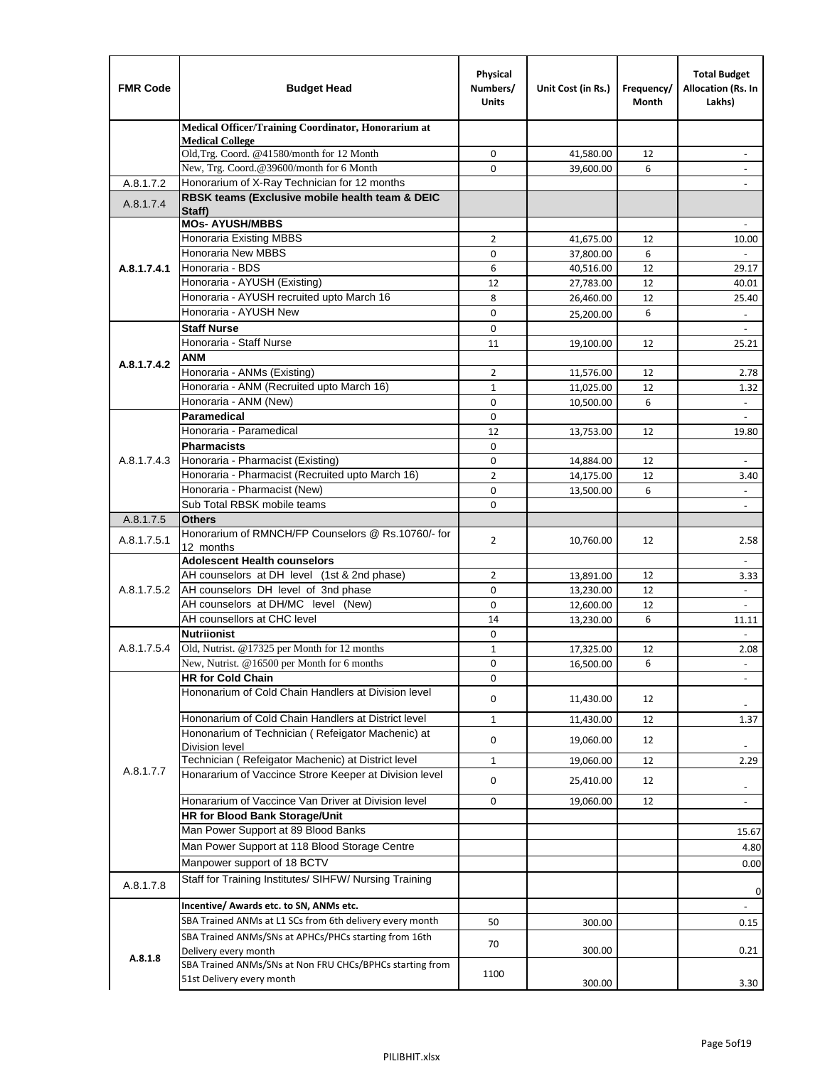| FMR Code | Budget Head | Physical Numbers/ Units | Unit Cost (in Rs.) | Frequency/ Month | Total Budget Allocation (Rs. In Lakhs) |
|---|---|---|---|---|---|
| | **Medical Officer/Training Coordinator, Honorarium at Medical College** | | | | |
| | Old,Trg. Coord. @41580/month for 12 Month | 0 | 41,580.00 | 12 | - |
| | New, Trg. Coord.@39600/month for 6 Month | 0 | 39,600.00 | 6 | - |
| A.8.1.7.2 | Honorarium of X-Ray Technician for 12 months | | | | - |
| A.8.1.7.4 | **RBSK teams (Exclusive mobile health team & DEIC Staff)** | | | | |
| **A.8.1.7.4.1** | **MOs- AYUSH/MBBS** | | | | - |
| | Honoraria Existing MBBS | 2 | 41,675.00 | 12 | 10.00 |
| | Honoraria New MBBS | 0 | 37,800.00 | 6 | - |
| | Honoraria - BDS | 6 | 40,516.00 | 12 | 29.17 |
| | Honoraria - AYUSH (Existing) | 12 | 27,783.00 | 12 | 40.01 |
| | Honoraria - AYUSH recruited upto March 16 | 8 | 26,460.00 | 12 | 25.40 |
| | Honoraria - AYUSH New | 0 | 25,200.00 | 6 | - |
| **A.8.1.7.4.2** | **Staff Nurse** | 0 | | | - |
| | Honoraria - Staff Nurse | 11 | 19,100.00 | 12 | 25.21 |
| | **ANM** | | | | |
| | Honoraria - ANMs (Existing) | 2 | 11,576.00 | 12 | 2.78 |
| | Honoraria - ANM (Recruited upto March 16) | 1 | 11,025.00 | 12 | 1.32 |
| | Honoraria - ANM (New) | 0 | 10,500.00 | 6 | - |
| A.8.1.7.4.3 | **Paramedical** | 0 | | | - |
| | Honoraria - Paramedical | 12 | 13,753.00 | 12 | 19.80 |
| | **Pharmacists** | 0 | | | |
| | Honoraria - Pharmacist (Existing) | 0 | 14,884.00 | 12 | - |
| | Honoraria - Pharmacist (Recruited upto March 16) | 2 | 14,175.00 | 12 | 3.40 |
| | Honoraria - Pharmacist (New) | 0 | 13,500.00 | 6 | - |
| | Sub Total RBSK mobile teams | 0 | | | - |
| A.8.1.7.5 | **Others** | | | | |
| A.8.1.7.5.1 | Honorarium of RMNCH/FP Counselors @ Rs.10760/- for 12 months | 2 | 10,760.00 | 12 | 2.58 |
| A.8.1.7.5.2 | **Adolescent Health counselors** | | | | - |
| | AH counselors at DH level (1st & 2nd phase) | 2 | 13,891.00 | 12 | 3.33 |
| | AH counselors DH level of 3nd phase | 0 | 13,230.00 | 12 | - |
| | AH counselors at DH/MC level (New) | 0 | 12,600.00 | 12 | - |
| | AH counsellors at CHC level | 14 | 13,230.00 | 6 | 11.11 |
| A.8.1.7.5.4 | **Nutriionist** | 0 | | | - |
| | Old, Nutrist. @17325 per Month for 12 months | 1 | 17,325.00 | 12 | 2.08 |
| | New, Nutrist. @16500 per Month for 6 months | 0 | 16,500.00 | 6 | - |
| A.8.1.7.7 | **HR for Cold Chain** | 0 | | | - |
| | Hononarium of Cold Chain Handlers at Division level | 0 | 11,430.00 | 12 | - |
| | Hononarium of Cold Chain Handlers at District level | 1 | 11,430.00 | 12 | 1.37 |
| | Hononarium of Technician ( Refeigator Machenic) at Division level | 0 | 19,060.00 | 12 | - |
| | Technician ( Refeigator Machenic) at District level | 1 | 19,060.00 | 12 | 2.29 |
| | Honararium of Vaccince Strore Keeper at Division level | 0 | 25,410.00 | 12 | - |
| | Honararium of Vaccince Van Driver at Division level | 0 | 19,060.00 | 12 | - |
| | **HR for Blood Bank Storage/Unit** | | | | |
| | Man Power Support at 89 Blood Banks | | | | 15.67 |
| | Man Power Support at 118 Blood Storage Centre | | | | 4.80 |
| | Manpower support of 18 BCTV | | | | 0.00 |
| A.8.1.7.8 | Staff for Training Institutes/ SIHFW/ Nursing Training | | | | 0 |
| **A.8.1.8** | **Incentive/ Awards etc. to SN, ANMs etc.** | | | | - |
| | SBA Trained ANMs at L1 SCs from 6th delivery every month | 50 | 300.00 | | 0.15 |
| | SBA Trained ANMs/SNs at APHCs/PHCs starting from 16th Delivery every month | 70 | 300.00 | | 0.21 |
| | SBA Trained ANMs/SNs at Non FRU CHCs/BPHCs starting from 51st Delivery every month | 1100 | 300.00 | | 3.30 |

PILIBHIT.xlsx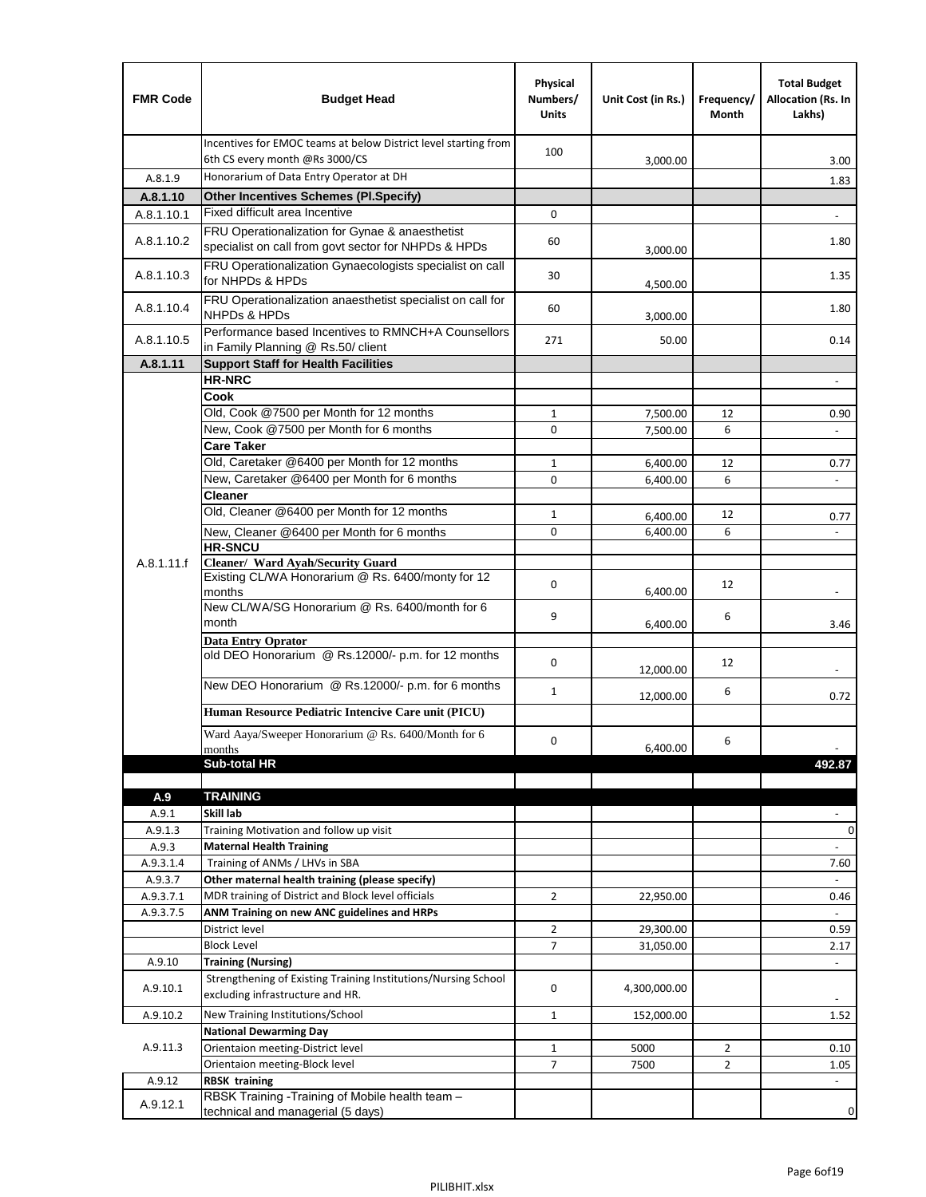| FMR Code | Budget Head | Physical Numbers/ Units | Unit Cost (in Rs.) | Frequency/ Month | Total Budget Allocation (Rs. In Lakhs) |
|---|---|---|---|---|---|
| | Incentives for EMOC teams at below District level starting from 6th CS every month @Rs 3000/CS | 100 | 3,000.00 | | 3.00 |
| A.8.1.9 | Honorarium of Data Entry Operator at DH | | | | 1.83 |
| **A.8.1.10** | **Other Incentives Schemes (Pl.Specify)** | | | | |
| A.8.1.10.1 | Fixed difficult area Incentive | 0 | | | - |
| A.8.1.10.2 | FRU Operationalization for Gynae & anaesthetist specialist on call from govt sector for NHPDs & HPDs | 60 | 3,000.00 | | 1.80 |
| A.8.1.10.3 | FRU Operationalization Gynaecologists specialist on call for NHPDs & HPDs | 30 | 4,500.00 | | 1.35 |
| A.8.1.10.4 | FRU Operationalization anaesthetist specialist on call for NHPDs & HPDs | 60 | 3,000.00 | | 1.80 |
| A.8.1.10.5 | Performance based Incentives to RMNCH+A Counsellors in Family Planning @ Rs.50/ client | 271 | 50.00 | | 0.14 |
| **A.8.1.11** | **Support Staff for Health Facilities** | | | | |
| A.8.1.11.f | **HR-NRC** | | | | - |
| | **Cook** | | | | |
| | Old, Cook @7500 per Month for 12 months | 1 | 7,500.00 | 12 | 0.90 |
| | New, Cook @7500 per Month for 6 months | 0 | 7,500.00 | 6 | - |
| | **Care Taker** | | | | |
| | Old, Caretaker @6400 per Month for 12 months | 1 | 6,400.00 | 12 | 0.77 |
| | New, Caretaker @6400 per Month for 6 months | 0 | 6,400.00 | 6 | - |
| | **Cleaner** | | | | |
| | Old, Cleaner @6400 per Month for 12 months | 1 | 6,400.00 | 12 | 0.77 |
| | New, Cleaner @6400 per Month for 6 months | 0 | 6,400.00 | 6 | - |
| | **HR-SNCU** | | | | |
| | **Cleaner/ Ward Ayah/Security Guard** | | | | |
| | Existing CL/WA Honorarium @ Rs. 6400/monty for 12 months | 0 | 6,400.00 | 12 | - |
| | New CL/WA/SG Honorarium @ Rs. 6400/month for 6 month | 9 | 6,400.00 | 6 | 3.46 |
| | **Data Entry Oprator** | | | | |
| | old DEO Honorarium @ Rs.12000/- p.m. for 12 months | 0 | 12,000.00 | 12 | - |
| | New DEO Honorarium @ Rs.12000/- p.m. for 6 months | 1 | 12,000.00 | 6 | 0.72 |
| | **Human Resource Pediatric Intencive Care unit (PICU)** | | | | |
| | Ward Aaya/Sweeper Honorarium @ Rs. 6400/Month for 6 months | 0 | 6,400.00 | 6 | - |
| | **Sub-total HR** | | | | **492.87** |
| | | | | | |
| **A.9** | **TRAINING** | | | | |
| A.9.1 | **Skill lab** | | | | - |
| A.9.1.3 | Training Motivation and follow up visit | | | | 0 |
| A.9.3 | **Maternal Health Training** | | | | - |
| A.9.3.1.4 | Training of ANMs / LHVs in SBA | | | | 7.60 |
| A.9.3.7 | **Other maternal health training (please specify)** | | | | - |
| A.9.3.7.1 | MDR training of District and Block level officials | 2 | 22,950.00 | | 0.46 |
| A.9.3.7.5 | **ANM Training on new ANC guidelines and HRPs** | | | | - |
| | District level | 2 | 29,300.00 | | 0.59 |
| | Block Level | 7 | 31,050.00 | | 2.17 |
| A.9.10 | **Training (Nursing)** | | | | - |
| A.9.10.1 | Strengthening of Existing Training Institutions/Nursing School excluding infrastructure and HR. | 0 | 4,300,000.00 | | - |
| A.9.10.2 | New Training Institutions/School | 1 | 152,000.00 | | 1.52 |
| A.9.11.3 | **National Dewarming Day** | | | | |
| | Orientaion meeting-District level | 1 | 5000 | 2 | 0.10 |
| | Orientaion meeting-Block level | 7 | 7500 | 2 | 1.05 |
| A.9.12 | **RBSK training** | | | | - |
| A.9.12.1 | RBSK Training -Training of Mobile health team – technical and managerial (5 days) | | | | 0 |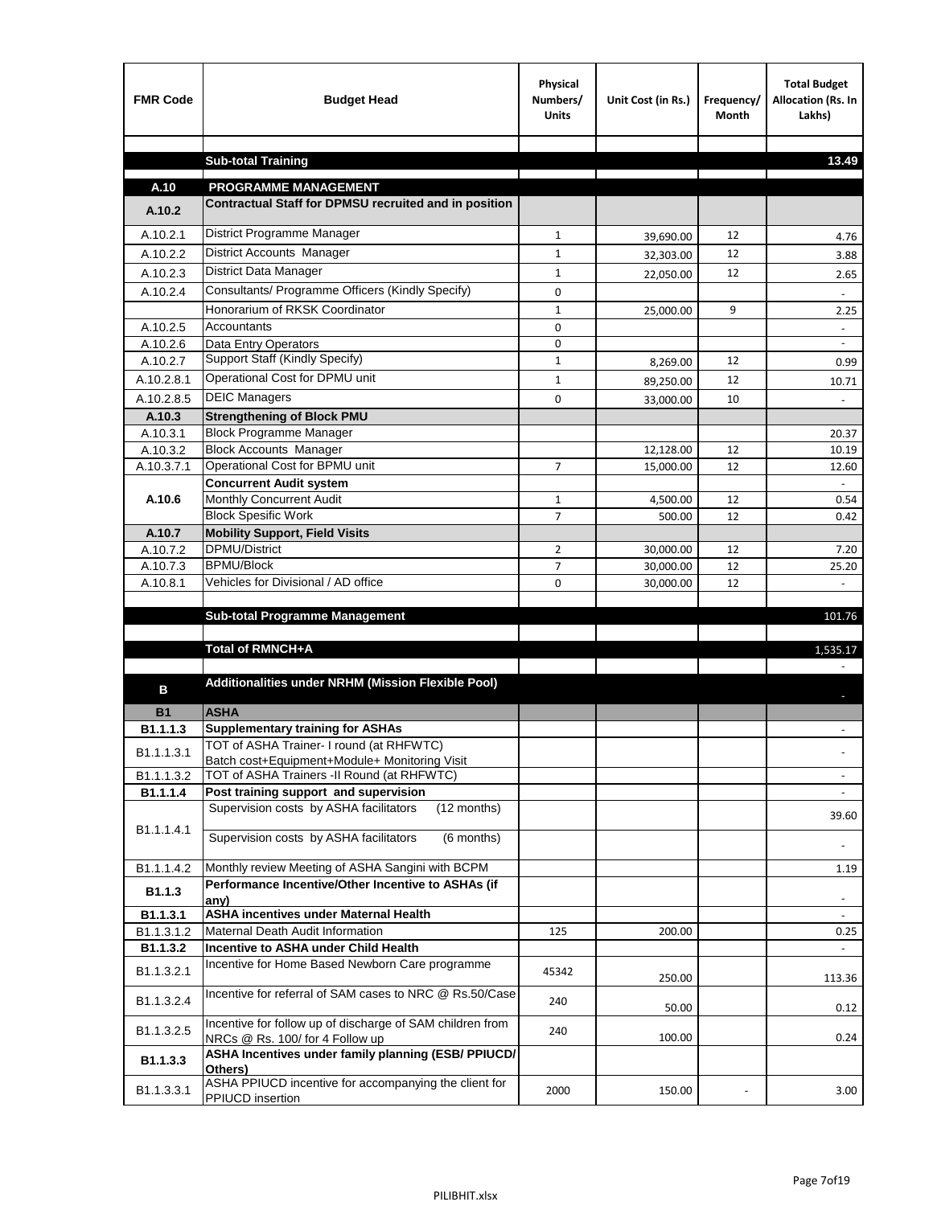| FMR Code | Budget Head | Physical Numbers/ Units | Unit Cost (in Rs.) | Frequency/ Month | Total Budget Allocation (Rs. In Lakhs) |
|---|---|---|---|---|---|
| | | | | | |
| | **Sub-total Training** | | | | **13.49** |
| | | | | | |
| **A.10** | **PROGRAMME MANAGEMENT** | | | | |
| **A.10.2** | **Contractual Staff for DPMSU recruited and in position** | | | | |
| A.10.2.1 | District Programme Manager | 1 | 39,690.00 | 12 | 4.76 |
| A.10.2.2 | District Accounts Manager | 1 | 32,303.00 | 12 | 3.88 |
| A.10.2.3 | District Data Manager | 1 | 22,050.00 | 12 | 2.65 |
| A.10.2.4 | Consultants/ Programme Officers (Kindly Specify) | 0 | | | - |
| | Honorarium of RKSK Coordinator | 1 | 25,000.00 | 9 | 2.25 |
| A.10.2.5 | Accountants | 0 | | | - |
| A.10.2.6 | Data Entry Operators | 0 | | | - |
| A.10.2.7 | Support Staff (Kindly Specify) | 1 | 8,269.00 | 12 | 0.99 |
| A.10.2.8.1 | Operational Cost for DPMU unit | 1 | 89,250.00 | 12 | 10.71 |
| A.10.2.8.5 | DEIC Managers | 0 | 33,000.00 | 10 | - |
| **A.10.3** | **Strengthening of Block PMU** | | | | |
| A.10.3.1 | Block Programme Manager | | | | 20.37 |
| A.10.3.2 | Block Accounts Manager | | 12,128.00 | 12 | 10.19 |
| A.10.3.7.1 | Operational Cost for BPMU unit | 7 | 15,000.00 | 12 | 12.60 |
| **A.10.6** | **Concurrent Audit system** | | | | - |
| | Monthly Concurrent Audit | 1 | 4,500.00 | 12 | 0.54 |
| | Block Spesific Work | 7 | 500.00 | 12 | 0.42 |
| **A.10.7** | **Mobility Support, Field Visits** | | | | |
| A.10.7.2 | DPMU/District | 2 | 30,000.00 | 12 | 7.20 |
| A.10.7.3 | BPMU/Block | 7 | 30,000.00 | 12 | 25.20 |
| A.10.8.1 | Vehicles for Divisional / AD office | 0 | 30,000.00 | 12 | - |
| | | | | | |
| | **Sub-total Programme Management** | | | | 101.76 |
| | | | | | |
| | **Total of RMNCH+A** | | | | 1,535.17 |
| | | | | | - |
| **B** | **Additionalities under NRHM (Mission Flexible Pool)** | | | | - |
| **B1** | **ASHA** | | | | |
| **B1.1.1.3** | **Supplementary training for ASHAs** | | | | - |
| B1.1.1.3.1 | TOT of ASHA Trainer- I round (at RHFWTC) Batch cost+Equipment+Module+ Monitoring Visit | | | | - |
| B1.1.1.3.2 | TOT of ASHA Trainers -II Round (at RHFWTC) | | | | - |
| **B1.1.1.4** | **Post training support and supervision** | | | | - |
| B1.1.1.4.1 | Supervision costs by ASHA facilitators (12 months) | | | | 39.60 |
| | Supervision costs by ASHA facilitators (6 months) | | | | - |
| B1.1.1.4.2 | Monthly review Meeting of ASHA Sangini with BCPM | | | | 1.19 |
| **B1.1.3** | **Performance Incentive/Other Incentive to ASHAs (if any)** | | | | - |
| **B1.1.3.1** | **ASHA incentives under Maternal Health** | | | | - |
| B1.1.3.1.2 | Maternal Death Audit Information | 125 | 200.00 | | 0.25 |
| **B1.1.3.2** | **Incentive to ASHA under Child Health** | | | | - |
| B1.1.3.2.1 | Incentive for Home Based Newborn Care programme | 45342 | 250.00 | | 113.36 |
| B1.1.3.2.4 | Incentive for referral of SAM cases to NRC @ Rs.50/Case | 240 | 50.00 | | 0.12 |
| B1.1.3.2.5 | Incentive for follow up of discharge of SAM children from NRCs @ Rs. 100/ for 4 Follow up | 240 | 100.00 | | 0.24 |
| **B1.1.3.3** | **ASHA Incentives under family planning (ESB/ PPIUCD/ Others)** | | | | |
| B1.1.3.3.1 | ASHA PPIUCD incentive for accompanying the client for PPIUCD insertion | 2000 | 150.00 | - | 3.00 |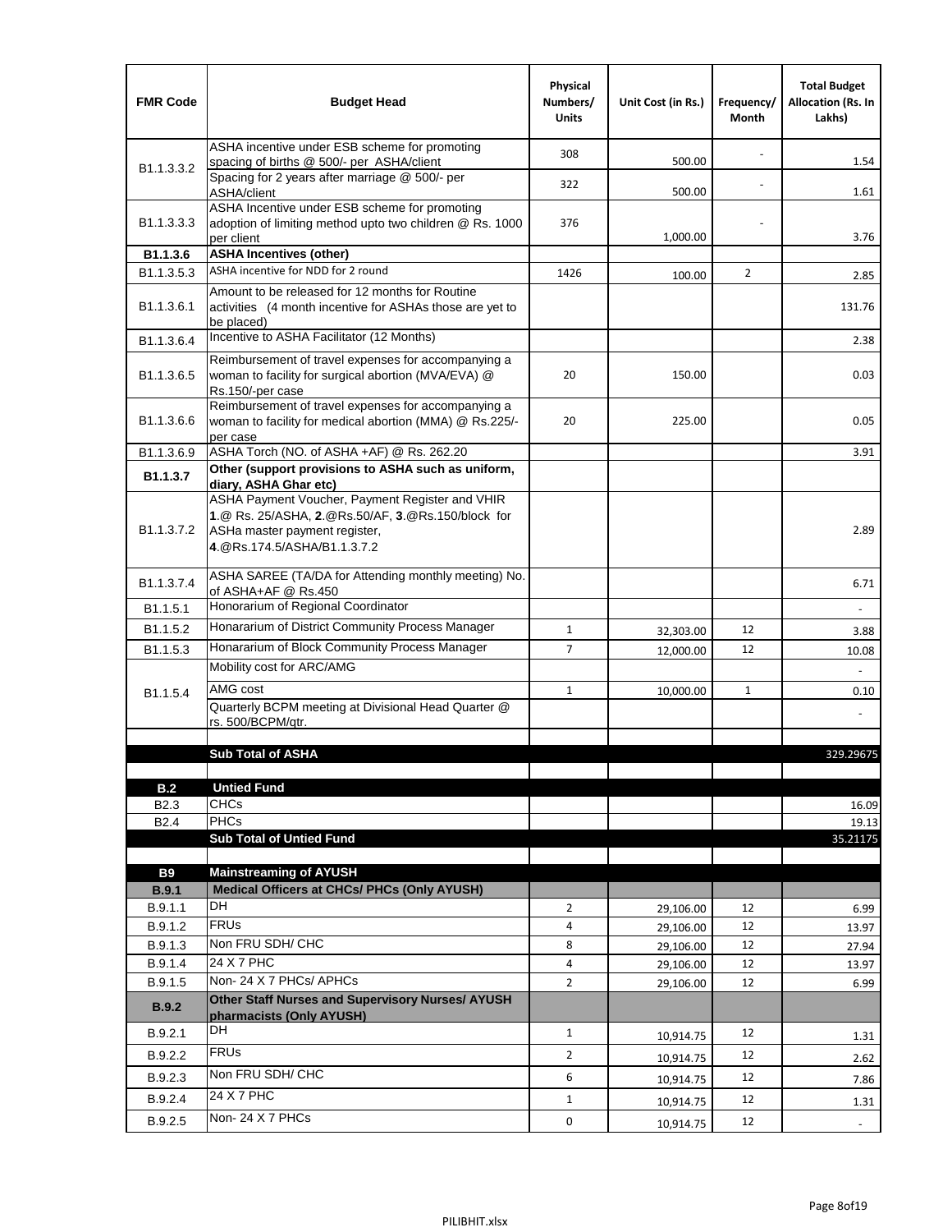| FMR Code | Budget Head | Physical Numbers/ Units | Unit Cost (in Rs.) | Frequency/ Month | Total Budget Allocation (Rs. In Lakhs) |
|---|---|---|---|---|---|
| B1.1.3.3.2 | ASHA incentive under ESB scheme for promoting spacing of births @ 500/- per ASHA/client | 308 | 500.00 | - | 1.54 |
| | Spacing for 2 years after marriage @ 500/- per ASHA/client | 322 | 500.00 | - | 1.61 |
| B1.1.3.3.3 | ASHA Incentive under ESB scheme for promoting adoption of limiting method upto two children @ Rs. 1000 per client | 376 | 1,000.00 | - | 3.76 |
| **B1.1.3.6** | **ASHA Incentives (other)** | | | | |
| B1.1.3.5.3 | ASHA incentive for NDD for 2 round | 1426 | 100.00 | 2 | 2.85 |
| B1.1.3.6.1 | Amount to be released for 12 months for Routine activities (4 month incentive for ASHAs those are yet to be placed) | | | | 131.76 |
| B1.1.3.6.4 | Incentive to ASHA Facilitator (12 Months) | | | | 2.38 |
| B1.1.3.6.5 | Reimbursement of travel expenses for accompanying a woman to facility for surgical abortion (MVA/EVA) @ Rs.150/-per case | 20 | 150.00 | | 0.03 |
| B1.1.3.6.6 | Reimbursement of travel expenses for accompanying a woman to facility for medical abortion (MMA) @ Rs.225/- per case | 20 | 225.00 | | 0.05 |
| B1.1.3.6.9 | ASHA Torch (NO. of ASHA +AF) @ Rs. 262.20 | | | | 3.91 |
| **B1.1.3.7** | **Other (support provisions to ASHA such as uniform, diary, ASHA Ghar etc)** | | | | |
| B1.1.3.7.2 | ASHA Payment Voucher, Payment Register and VHIR **1**.@ Rs. 25/ASHA, **2**.@Rs.50/AF, **3**.@Rs.150/block for ASHa master payment register, **4**.@Rs.174.5/ASHA/B1.1.3.7.2 | | | | 2.89 |
| B1.1.3.7.4 | ASHA SAREE (TA/DA for Attending monthly meeting) No. of ASHA+AF @ Rs.450 | | | | 6.71 |
| B1.1.5.1 | Honorarium of Regional Coordinator | | | | - |
| B1.1.5.2 | Honararium of District Community Process Manager | 1 | 32,303.00 | 12 | 3.88 |
| B1.1.5.3 | Honararium of Block Community Process Manager | 7 | 12,000.00 | 12 | 10.08 |
| B1.1.5.4 | Mobility cost for ARC/AMG | | | | - |
| | AMG cost | 1 | 10,000.00 | 1 | 0.10 |
| | Quarterly BCPM meeting at Divisional Head Quarter @ rs. 500/BCPM/qtr. | | | | - |
| | | | | | |
| | **Sub Total of ASHA** | | | | 329.29675 |
| | | | | | |
| **B.2** | **Untied Fund** | | | | |
| B2.3 | CHCs | | | | 16.09 |
| B2.4 | PHCs | | | | 19.13 |
| | **Sub Total of Untied Fund** | | | | 35.21175 |
| | | | | | |
| **B9** | **Mainstreaming of AYUSH** | | | | |
| **B.9.1** | **Medical Officers at CHCs/ PHCs (Only AYUSH)** | | | | |
| B.9.1.1 | DH | 2 | 29,106.00 | 12 | 6.99 |
| B.9.1.2 | FRUs | 4 | 29,106.00 | 12 | 13.97 |
| B.9.1.3 | Non FRU SDH/ CHC | 8 | 29,106.00 | 12 | 27.94 |
| B.9.1.4 | 24 X 7 PHC | 4 | 29,106.00 | 12 | 13.97 |
| B.9.1.5 | Non- 24 X 7 PHCs/ APHCs | 2 | 29,106.00 | 12 | 6.99 |
| **B.9.2** | **Other Staff Nurses and Supervisory Nurses/ AYUSH pharmacists (Only AYUSH)** | | | | |
| B.9.2.1 | DH | 1 | 10,914.75 | 12 | 1.31 |
| B.9.2.2 | FRUs | 2 | 10,914.75 | 12 | 2.62 |
| B.9.2.3 | Non FRU SDH/ CHC | 6 | 10,914.75 | 12 | 7.86 |
| B.9.2.4 | 24 X 7 PHC | 1 | 10,914.75 | 12 | 1.31 |
| B.9.2.5 | Non- 24 X 7 PHCs | 0 | 10,914.75 | 12 | - |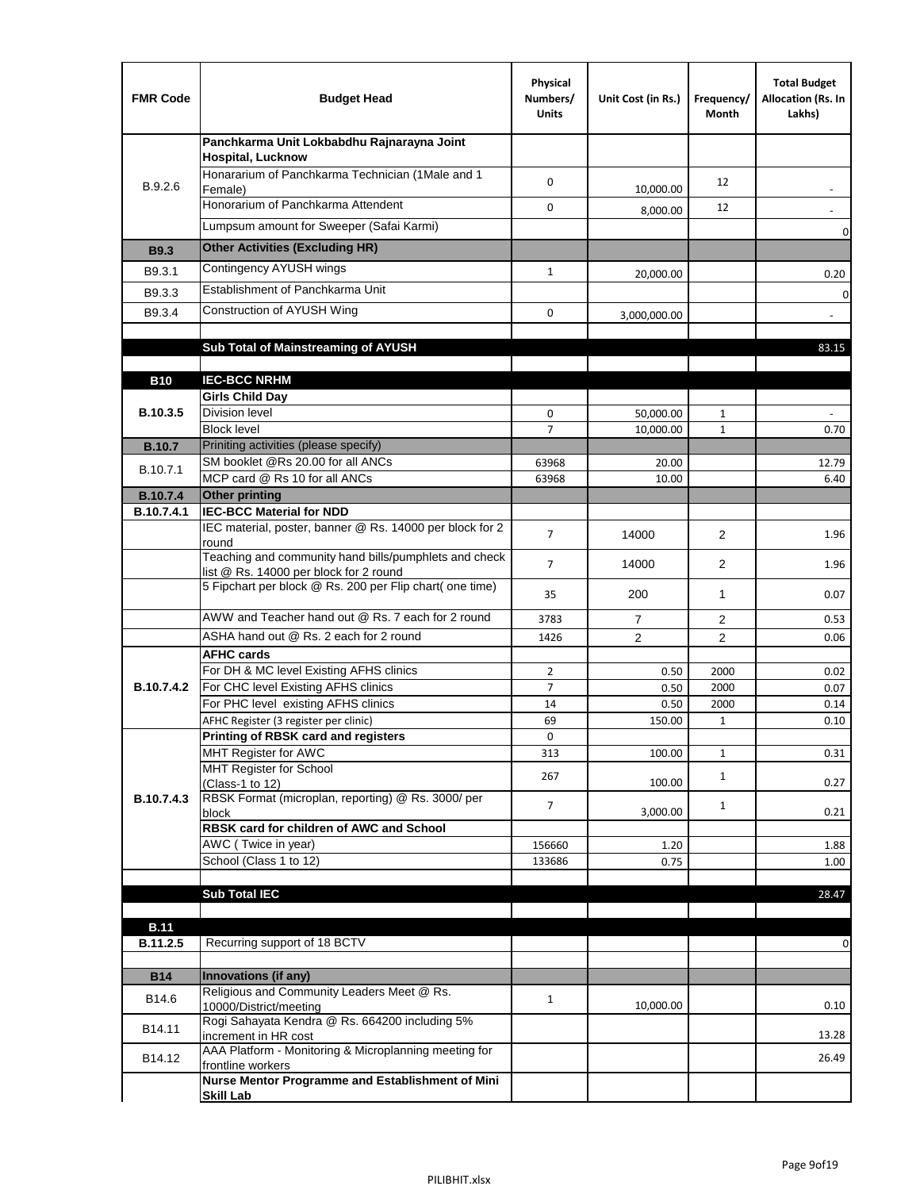| FMR Code | Budget Head | Physical Numbers/ Units | Unit Cost (in Rs.) | Frequency/ Month | Total Budget Allocation (Rs. In Lakhs) |
|---|---|---|---|---|---|
| B.9.2.6 | **Panchkarma Unit Lokbabdhu Rajnarayna Joint Hospital, Lucknow** | | | | |
| | Honorarium of Panchkarma Technician (1Male and 1 Female) | 0 | 10,000.00 | 12 | - |
| | Honorarium of Panchkarma Attendent | 0 | 8,000.00 | 12 | - |
| | Lumpsum amount for Sweeper (Safai Karmi) | | | | 0 |
| **B9.3** | **Other Activities (Excluding HR)** | | | | |
| B9.3.1 | Contingency AYUSH wings | 1 | 20,000.00 | | 0.20 |
| B9.3.3 | Establishment of Panchkarma Unit | | | | 0 |
| B9.3.4 | Construction of AYUSH Wing | 0 | 3,000,000.00 | | - |
| | | | | | |
| | **Sub Total of Mainstreaming of AYUSH** | | | | 83.15 |
| | | | | | |
| **B10** | **IEC-BCC NRHM** | | | | |
| **B.10.3.5** | **Girls Child Day** | | | | |
| | Division level | 0 | 50,000.00 | 1 | - |
| | Block level | 7 | 10,000.00 | 1 | 0.70 |
| **B.10.7** | Priniting activities (please specify) | | | | |
| B.10.7.1 | SM booklet @Rs 20.00 for all ANCs | 63968 | 20.00 | | 12.79 |
| | MCP card @ Rs 10 for all ANCs | 63968 | 10.00 | | 6.40 |
| **B.10.7.4** | **Other printing** | | | | |
| **B.10.7.4.1** | **IEC-BCC Material for NDD** | | | | |
| | IEC material, poster, banner @ Rs. 14000 per block for 2 round | 7 | 14000 | 2 | 1.96 |
| | Teaching and community hand bills/pumphlets and check list @ Rs. 14000 per block for 2 round | 7 | 14000 | 2 | 1.96 |
| | 5 Fipchart per block @ Rs. 200 per Flip chart( one time) | 35 | 200 | 1 | 0.07 |
| | AWW and Teacher hand out @ Rs. 7 each for 2 round | 3783 | 7 | 2 | 0.53 |
| | ASHA hand out @ Rs. 2 each for 2 round | 1426 | 2 | 2 | 0.06 |
| **B.10.7.4.2** | **AFHC cards** | | | | |
| | For DH & MC level Existing AFHS clinics | 2 | 0.50 | 2000 | 0.02 |
| | For CHC level Existing AFHS clinics | 7 | 0.50 | 2000 | 0.07 |
| | For PHC level existing AFHS clinics | 14 | 0.50 | 2000 | 0.14 |
| | AFHC Register (3 register per clinic) | 69 | 150.00 | 1 | 0.10 |
| **B.10.7.4.3** | **Printing of RBSK card and registers** | 0 | | | |
| | MHT Register for AWC | 313 | 100.00 | 1 | 0.31 |
| | MHT Register for School (Class-1 to 12) | 267 | 100.00 | 1 | 0.27 |
| | RBSK Format (microplan, reporting) @ Rs. 3000/ per block | 7 | 3,000.00 | 1 | 0.21 |
| | **RBSK card for children of AWC and School** | | | | |
| | AWC ( Twice in year) | 156660 | 1.20 | | 1.88 |
| | School (Class 1 to 12) | 133686 | 0.75 | | 1.00 |
| | | | | | |
| | **Sub Total IEC** | | | | 28.47 |
| | | | | | |
| **B.11** | | | | | |
| **B.11.2.5** | Recurring support of 18 BCTV | | | | 0 |
| | | | | | |
| **B14** | **Innovations (if any)** | | | | |
| B14.6 | Religious and Community Leaders Meet @ Rs. 10000/District/meeting | 1 | 10,000.00 | | 0.10 |
| B14.11 | Rogi Sahayata Kendra @ Rs. 664200 including 5% increment in HR cost | | | | 13.28 |
| B14.12 | AAA Platform - Monitoring & Microplanning meeting for frontline workers | | | | 26.49 |
| | **Nurse Mentor Programme and Establishment of Mini Skill Lab** | | | | |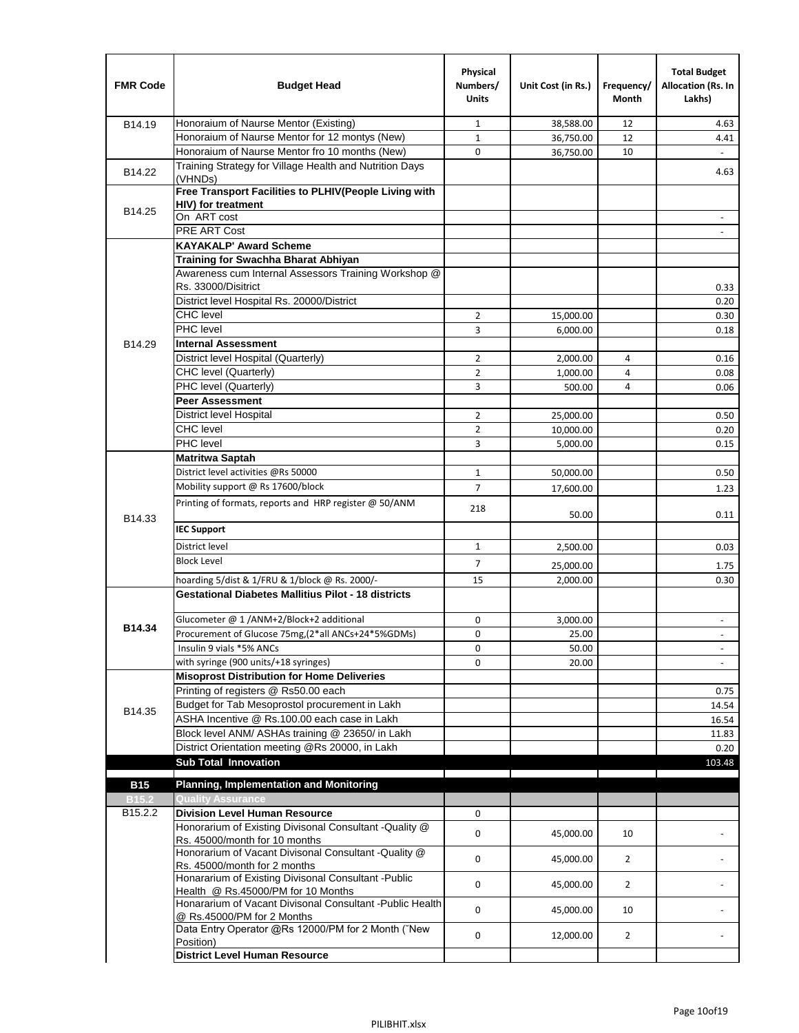| FMR Code | Budget Head | Physical Numbers/ Units | Unit Cost (in Rs.) | Frequency/ Month | Total Budget Allocation (Rs. In Lakhs) |
|---|---|---|---|---|---|
| B14.19 | Honoraium of Naurse Mentor (Existing) | 1 | 38,588.00 | 12 | 4.63 |
| | Honoraium of Naurse Mentor for 12 montys (New) | 1 | 36,750.00 | 12 | 4.41 |
| | Honoraium of Naurse Mentor fro 10 months (New) | 0 | 36,750.00 | 10 | - |
| B14.22 | Training Strategy for Village Health and Nutrition Days (VHNDs) | | | | 4.63 |
| B14.25 | **Free Transport Facilities to PLHIV(People Living with HIV) for treatment** | | | | |
| | On ART cost | | | | - |
| | PRE ART Cost | | | | - |
| B14.29 | **KAYAKALP' Award Scheme** | | | | |
| | **Training for Swachha Bharat Abhiyan** | | | | |
| | Awareness cum Internal Assessors Training Workshop @ Rs. 33000/Disitrict | | | | 0.33 |
| | District level Hospital Rs. 20000/District | | | | 0.20 |
| | CHC level | 2 | 15,000.00 | | 0.30 |
| | PHC level | 3 | 6,000.00 | | 0.18 |
| | **Internal Assessment** | | | | |
| | District level Hospital (Quarterly) | 2 | 2,000.00 | 4 | 0.16 |
| | CHC level (Quarterly) | 2 | 1,000.00 | 4 | 0.08 |
| | PHC level (Quarterly) | 3 | 500.00 | 4 | 0.06 |
| | **Peer Assessment** | | | | |
| | District level Hospital | 2 | 25,000.00 | | 0.50 |
| | CHC level | 2 | 10,000.00 | | 0.20 |
| | PHC level | 3 | 5,000.00 | | 0.15 |
| B14.33 | **Matritwa Saptah** | | | | |
| | District level activities @Rs 50000 | 1 | 50,000.00 | | 0.50 |
| | Mobility support @ Rs 17600/block | 7 | 17,600.00 | | 1.23 |
| | Printing of formats, reports and HRP register @ 50/ANM | 218 | 50.00 | | 0.11 |
| | **IEC Support** | | | | |
| | District level | 1 | 2,500.00 | | 0.03 |
| | Block Level | 7 | 25,000.00 | | 1.75 |
| | hoarding 5/dist & 1/FRU & 1/block @ Rs. 2000/- | 15 | 2,000.00 | | 0.30 |
| **B14.34** | **Gestational Diabetes Mallitius Pilot - 18 districts** | | | | |
| | Glucometer @ 1 /ANM+2/Block+2 additional | 0 | 3,000.00 | | - |
| | Procurement of Glucose 75mg,(2*all ANCs+24*5%GDMs) | 0 | 25.00 | | - |
| | Insulin 9 vials *5% ANCs | 0 | 50.00 | | - |
| | with syringe (900 units/+18 syringes) | 0 | 20.00 | | - |
| B14.35 | **Misoprost Distribution for Home Deliveries** | | | | |
| | Printing of registers @ Rs50.00 each | | | | 0.75 |
| | Budget for Tab Mesoprostol procurement in Lakh | | | | 14.54 |
| | ASHA Incentive @ Rs.100.00 each case in Lakh | | | | 16.54 |
| | Block level ANM/ ASHAs training @ 23650/ in Lakh | | | | 11.83 |
| | District Orientation meeting @Rs 20000, in Lakh | | | | 0.20 |
| | **Sub Total Innovation** | | | | 103.48 |
| **B15** | **Planning, Implementation and Monitoring** | | | | |
| **B15.2** | **Quality Assurance** | | | | |
| B15.2.2 | **Division Level Human Resource** | 0 | | | |
| | Honorarium of Existing Divisonal Consultant -Quality @ Rs. 45000/month for 10 months | 0 | 45,000.00 | 10 | - |
| | Honorarium of Vacant Divisonal Consultant -Quality @ Rs. 45000/month for 2 months | 0 | 45,000.00 | 2 | - |
| | Honararium of Existing Divisonal Consultant -Public Health @ Rs.45000/PM for 10 Months | 0 | 45,000.00 | 2 | - |
| | Honararium of Vacant Divisonal Consultant -Public Health @ Rs.45000/PM for 2 Months | 0 | 45,000.00 | 10 | - |
| | Data Entry Operator @Rs 12000/PM for 2 Month (˜New Position) | 0 | 12,000.00 | 2 | - |
| | **District Level Human Resource** | | | | |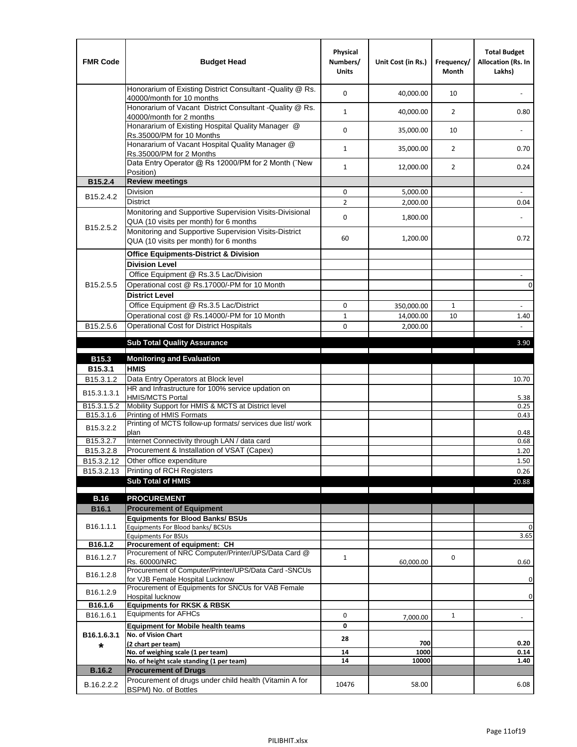| FMR Code | Budget Head | Physical Numbers/ Units | Unit Cost (in Rs.) | Frequency/ Month | Total Budget Allocation (Rs. In Lakhs) |
|---|---|---|---|---|---|
| | Honorarium of Existing District Consultant -Quality @ Rs. 40000/month for 10 months | 0 | 40,000.00 | 10 | - |
| | Honorarium of Vacant District Consultant -Quality @ Rs. 40000/month for 2 months | 1 | 40,000.00 | 2 | 0.80 |
| | Honararium of Existing Hospital Quality Manager @ Rs.35000/PM for 10 Months | 0 | 35,000.00 | 10 | - |
| | Honararium of Vacant Hospital Quality Manager @ Rs.35000/PM for 2 Months | 1 | 35,000.00 | 2 | 0.70 |
| | Data Entry Operator @ Rs 12000/PM for 2 Month (˜New Position) | 1 | 12,000.00 | 2 | 0.24 |
| **B15.2.4** | **Review meetings** | | | | |
| B15.2.4.2 | Division | 0 | 5,000.00 | | - |
| | District | 2 | 2,000.00 | | 0.04 |
| B15.2.5.2 | Monitoring and Supportive Supervision Visits-Divisional QUA (10 visits per month) for 6 months | 0 | 1,800.00 | | - |
| | Monitoring and Supportive Supervision Visits-District QUA (10 visits per month) for 6 months | 60 | 1,200.00 | | 0.72 |
| B15.2.5.5 | **Office Equipments-District & Division** | | | | |
| | **Division Level** | | | | |
| | Office Equipment @ Rs.3.5 Lac/Division | | | | - |
| | Operational cost @ Rs.17000/-PM for 10 Month | | | | 0 |
| | **District Level** | | | | |
| | Office Equipment @ Rs.3.5 Lac/District | 0 | 350,000.00 | 1 | - |
| | Operational cost @ Rs.14000/-PM for 10 Month | 1 | 14,000.00 | 10 | 1.40 |
| B15.2.5.6 | Operational Cost for District Hospitals | 0 | 2,000.00 | | - |
| | **Sub Total Quality Assurance** | | | | 3.90 |
| **B15.3** | **Monitoring and Evaluation** | | | | |
| **B15.3.1** | **HMIS** | | | | |
| B15.3.1.2 | Data Entry Operators at Block level | | | | 10.70 |
| B15.3.1.3.1 | HR and Infrastructure for 100% service updation on HMIS/MCTS Portal | | | | 5.38 |
| B15.3.1.5.2 | Mobility Support for HMIS & MCTS at District level | | | | 0.25 |
| B15.3.1.6 | Printing of HMIS Formats | | | | 0.43 |
| B15.3.2.2 | Printing of MCTS follow-up formats/ services due list/ work plan | | | | 0.48 |
| B15.3.2.7 | Internet Connectivity through LAN / data card | | | | 0.68 |
| B15.3.2.8 | Procurement & Installation of VSAT (Capex) | | | | 1.20 |
| B15.3.2.12 | Other office expenditure | | | | 1.50 |
| B15.3.2.13 | Printing of RCH Registers | | | | 0.26 |
| | **Sub Total of HMIS** | | | | 20.88 |
| **B.16** | **PROCUREMENT** | | | | |
| **B16.1** | **Procurement of Equipment** | | | | |
| B16.1.1.1 | **Equipments for Blood Banks/ BSUs** | | | | |
| | Equipments For Blood banks/ BCSUs | | | | 0 |
| | Equipments For BSUs | | | | 3.65 |
| **B16.1.2** | **Procurement of equipment: CH** | | | | |
| B16.1.2.7 | Procurement of NRC Computer/Printer/UPS/Data Card @ Rs. 60000/NRC | 1 | 60,000.00 | 0 | 0.60 |
| B16.1.2.8 | Procurement of Computer/Printer/UPS/Data Card -SNCUs for VJB Female Hospital Lucknow | | | | 0 |
| B16.1.2.9 | Procurement of Equipments for SNCUs for VAB Female Hospital lucknow | | | | 0 |
| **B16.1.6** | **Equipments for RKSK & RBSK** | | | | |
| B16.1.6.1 | Equipments for AFHCs | 0 | 7,000.00 | 1 | - |
| **B16.1.6.3.1 *** | **Equipment for Mobile health teams** | **0** | | | |
| | **No. of Vision Chart (2 chart per team)** | **28** | **700** | | **0.20** |
| | **No. of weighing scale (1 per team)** | **14** | **1000** | | **0.14** |
| | **No. of height scale standing (1 per team)** | **14** | **10000** | | **1.40** |
| **B.16.2** | **Procurement of Drugs** | | | | |
| B.16.2.2.2 | Procurement of drugs under child health (Vitamin A for BSPM) No. of Bottles | 10476 | 58.00 | | 6.08 |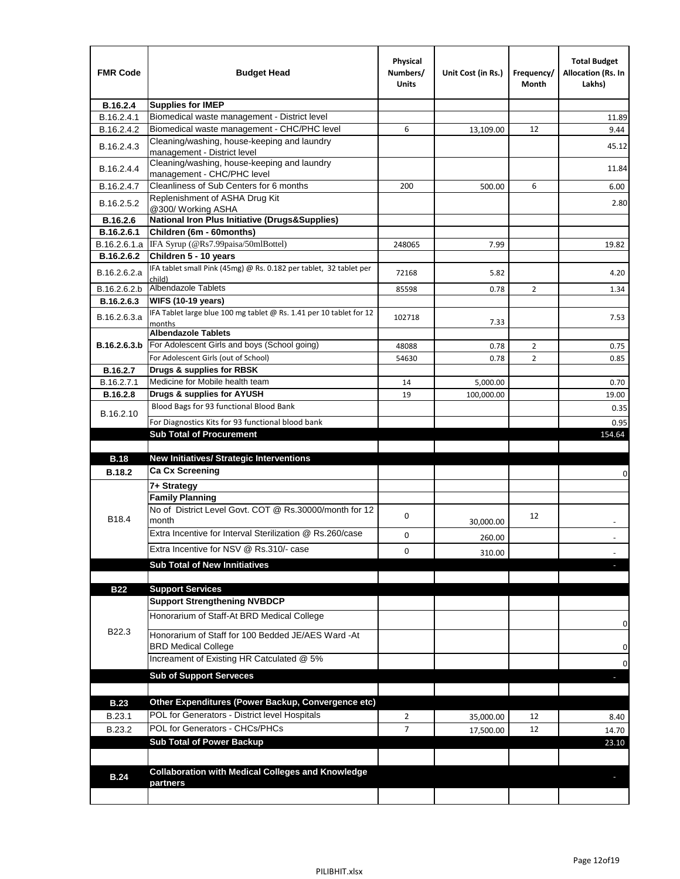| FMR Code | Budget Head | Physical Numbers/ Units | Unit Cost (in Rs.) | Frequency/ Month | Total Budget Allocation (Rs. In Lakhs) |
|---|---|---|---|---|---|
| **B.16.2.4** | **Supplies for IMEP** | | | | |
| B.16.2.4.1 | Biomedical waste management - District level | | | | 11.89 |
| B.16.2.4.2 | Biomedical waste management - CHC/PHC level | 6 | 13,109.00 | 12 | 9.44 |
| B.16.2.4.3 | Cleaning/washing, house-keeping and laundry management - District level | | | | 45.12 |
| B.16.2.4.4 | Cleaning/washing, house-keeping and laundry management - CHC/PHC level | | | | 11.84 |
| B.16.2.4.7 | Cleanliness of Sub Centers for 6 months | 200 | 500.00 | 6 | 6.00 |
| B.16.2.5.2 | Replenishment of ASHA Drug Kit @300/ Working ASHA | | | | 2.80 |
| **B.16.2.6** | **National Iron Plus Initiative (Drugs&Supplies)** | | | | |
| **B.16.2.6.1** | **Children (6m - 60months)** | | | | |
| B.16.2.6.1.a | IFA Syrup (@Rs7.99paisa/50mlBottel) | 248065 | 7.99 | | 19.82 |
| **B.16.2.6.2** | **Children 5 - 10 years** | | | | |
| B.16.2.6.2.a | IFA tablet small Pink (45mg) @ Rs. 0.182 per tablet, 32 tablet per child) | 72168 | 5.82 | | 4.20 |
| B.16.2.6.2.b | Albendazole Tablets | 85598 | 0.78 | 2 | 1.34 |
| **B.16.2.6.3** | **WIFS (10-19 years)** | | | | |
| B.16.2.6.3.a | IFA Tablet large blue 100 mg tablet @ Rs. 1.41 per 10 tablet for 12 months | 102718 | 7.33 | | 7.53 |
| **B.16.2.6.3.b** | **Albendazole Tablets** | | | | |
| | For Adolescent Girls and boys (School going) | 48088 | 0.78 | 2 | 0.75 |
| | For Adolescent Girls (out of School) | 54630 | 0.78 | 2 | 0.85 |
| **B.16.2.7** | **Drugs & supplies for RBSK** | | | | |
| B.16.2.7.1 | Medicine for Mobile health team | 14 | 5,000.00 | | 0.70 |
| **B.16.2.8** | **Drugs & supplies for AYUSH** | 19 | 100,000.00 | | 19.00 |
| B.16.2.10 | Blood Bags for 93 functional Blood Bank | | | | 0.35 |
| | For Diagnostics Kits for 93 functional blood bank | | | | 0.95 |
| | **Sub Total of Procurement** | | | | 154.64 |
| | | | | | |
| **B.18** | **New Initiatives/ Strategic Interventions** | | | | |
| **B.18.2** | **Ca Cx Screening** | | | | 0 |
| B18.4 | **7+ Strategy** | | | | |
| | **Family Planning** | | | | |
| | No of District Level Govt. COT @ Rs.30000/month for 12 month | 0 | 30,000.00 | 12 | - |
| | Extra Incentive for Interval Sterilization @ Rs.260/case | 0 | 260.00 | | - |
| | Extra Incentive for NSV @ Rs.310/- case | 0 | 310.00 | | - |
| | **Sub Total of New Innitiatives** | | | | - |
| | | | | | |
| **B22** | **Support Services** | | | | |
| B22.3 | **Support Strengthening NVBDCP** | | | | |
| | Honorarium of Staff-At BRD Medical College | | | | 0 |
| | Honorarium of Staff for 100 Bedded JE/AES Ward -At BRD Medical College | | | | 0 |
| | Increament of Existing HR Catculated @ 5% | | | | 0 |
| | **Sub of Support Serveces** | | | | - |
| | | | | | |
| **B.23** | **Other Expenditures (Power Backup, Convergence etc)** | | | | |
| B.23.1 | POL for Generators - District level Hospitals | 2 | 35,000.00 | 12 | 8.40 |
| B.23.2 | POL for Generators - CHCs/PHCs | 7 | 17,500.00 | 12 | 14.70 |
| | **Sub Total of Power Backup** | | | | 23.10 |
| | | | | | |
| **B.24** | **Collaboration with Medical Colleges and Knowledge partners** | | | | - |
| | | | | | |

PILIBHIT.xlsx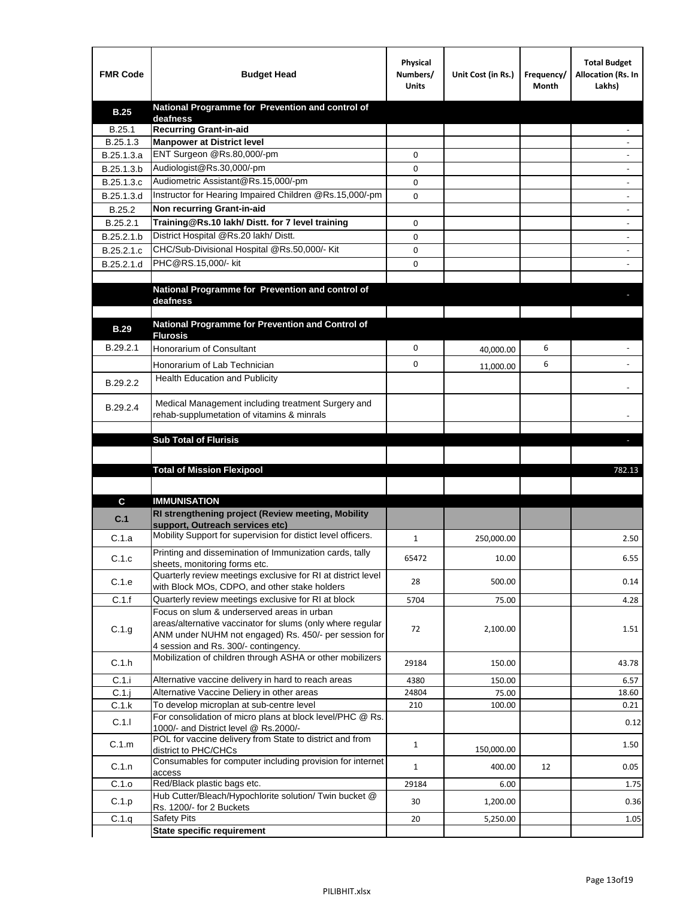| FMR Code | Budget Head | Physical Numbers/ Units | Unit Cost (in Rs.) | Frequency/ Month | Total Budget Allocation (Rs. In Lakhs) |
|---|---|---|---|---|---|
| **B.25** | **National Programme for Prevention and control of deafness** | | | | |
| B.25.1 | **Recurring Grant-in-aid** | | | | - |
| B.25.1.3 | **Manpower at District level** | | | | - |
| B.25.1.3.a | ENT Surgeon @Rs.80,000/-pm | 0 | | | - |
| B.25.1.3.b | Audiologist@Rs.30,000/-pm | 0 | | | - |
| B.25.1.3.c | Audiometric Assistant@Rs.15,000/-pm | 0 | | | - |
| B.25.1.3.d | Instructor for Hearing Impaired Children @Rs.15,000/-pm | 0 | | | - |
| B.25.2 | **Non recurring Grant-in-aid** | | | | - |
| B.25.2.1 | **Training@Rs.10 lakh/ Distt. for 7 level training** | 0 | | | - |
| B.25.2.1.b | District Hospital @Rs.20 lakh/ Distt. | 0 | | | - |
| B.25.2.1.c | CHC/Sub-Divisional Hospital @Rs.50,000/- Kit | 0 | | | - |
| B.25.2.1.d | PHC@RS.15,000/- kit | 0 | | | - |
| | | | | | |
| | **National Programme for Prevention and control of deafness** | | | | - |
| | | | | | |
| **B.29** | **National Programme for Prevention and Control of Flurosis** | | | | |
| B.29.2.1 | Honorarium of Consultant | 0 | 40,000.00 | 6 | - |
| | Honorarium of Lab Technician | 0 | 11,000.00 | 6 | - |
| B.29.2.2 | Health Education and Publicity | | | | - |
| B.29.2.4 | Medical Management including treatment Surgery and rehab-supplumetation of vitamins & minrals | | | | - |
| | | | | | |
| | **Sub Total of Flurisis** | | | | - |
| | | | | | |
| | **Total of Mission Flexipool** | | | | 782.13 |
| | | | | | |
| **C** | **IMMUNISATION** | | | | |
| **C.1** | **RI strengthening project (Review meeting, Mobility support, Outreach services etc)** | | | | |
| C.1.a | Mobility Support for supervision for distict level officers. | 1 | 250,000.00 | | 2.50 |
| C.1.c | Printing and dissemination of Immunization cards, tally sheets, monitoring forms etc. | 65472 | 10.00 | | 6.55 |
| C.1.e | Quarterly review meetings exclusive for RI at district level with Block MOs, CDPO, and other stake holders | 28 | 500.00 | | 0.14 |
| C.1.f | Quarterly review meetings exclusive for RI at block | 5704 | 75.00 | | 4.28 |
| C.1.g | Focus on slum & underserved areas in urban areas/alternative vaccinator for slums (only where regular ANM under NUHM not engaged) Rs. 450/- per session for 4 session and Rs. 300/- contingency. | 72 | 2,100.00 | | 1.51 |
| C.1.h | Mobilization of children through ASHA or other mobilizers | 29184 | 150.00 | | 43.78 |
| C.1.i | Alternative vaccine delivery in hard to reach areas | 4380 | 150.00 | | 6.57 |
| C.1.j | Alternative Vaccine Deliery in other areas | 24804 | 75.00 | | 18.60 |
| C.1.k | To develop microplan at sub-centre level | 210 | 100.00 | | 0.21 |
| C.1.l | For consolidation of micro plans at block level/PHC @ Rs. 1000/- and District level @ Rs.2000/- | | | | 0.12 |
| C.1.m | POL for vaccine delivery from State to district and from district to PHC/CHCs | 1 | 150,000.00 | | 1.50 |
| C.1.n | Consumables for computer including provision for internet access | 1 | 400.00 | 12 | 0.05 |
| C.1.o | Red/Black plastic bags etc. | 29184 | 6.00 | | 1.75 |
| C.1.p | Hub Cutter/Bleach/Hypochlorite solution/ Twin bucket @ Rs. 1200/- for 2 Buckets | 30 | 1,200.00 | | 0.36 |
| C.1.q | Safety Pits | 20 | 5,250.00 | | 1.05 |
| | **State specific requirement** | | | | |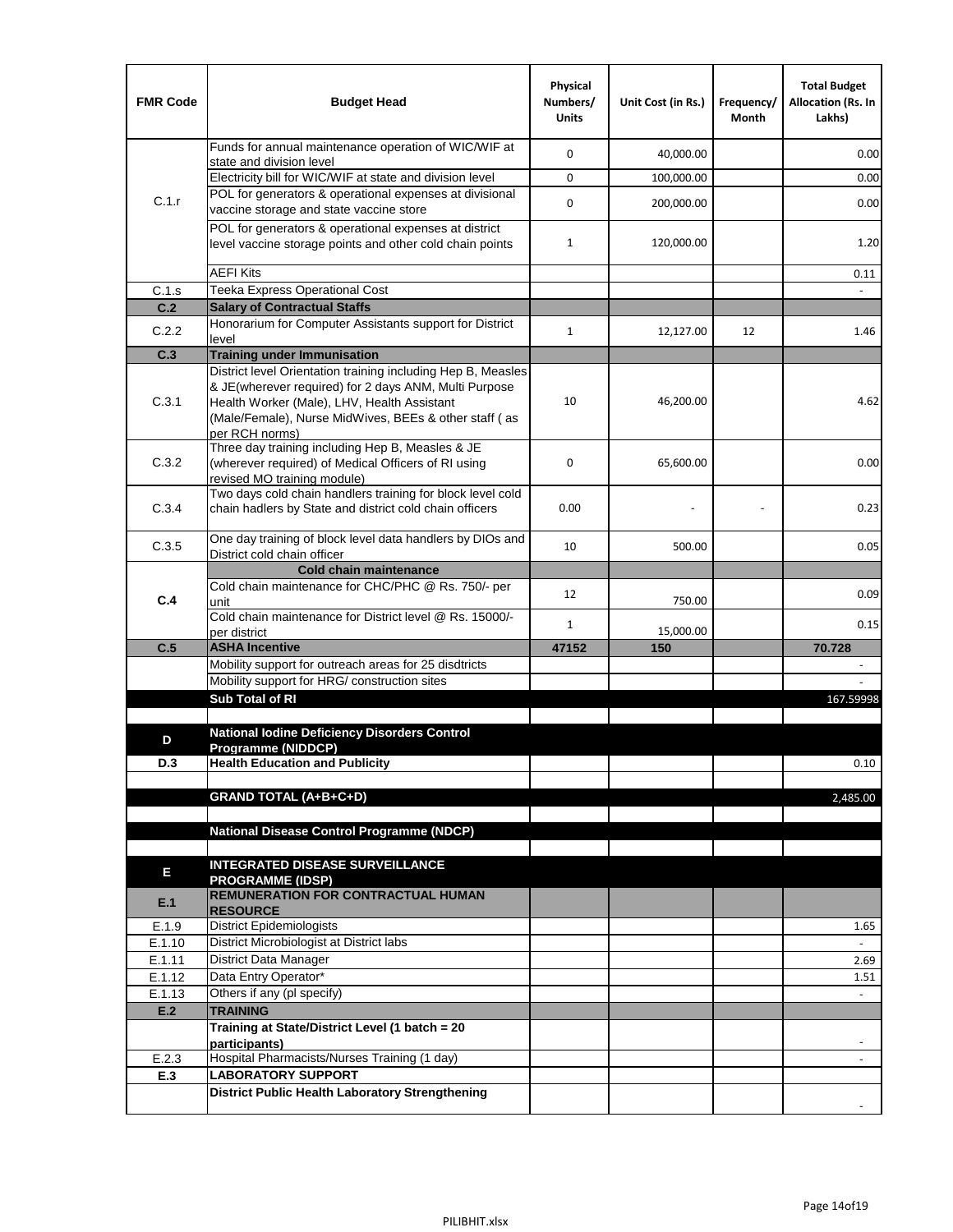| FMR Code | Budget Head | Physical Numbers/ Units | Unit Cost (in Rs.) | Frequency/ Month | Total Budget Allocation (Rs. In Lakhs) |
|---|---|---|---|---|---|
| C.1.r | Funds for annual maintenance operation of WIC/WIF at state and division level | 0 | 40,000.00 | | 0.00 |
| | Electricity bill for WIC/WIF at state and division level | 0 | 100,000.00 | | 0.00 |
| | POL for generators & operational expenses at divisional vaccine storage and state vaccine store | 0 | 200,000.00 | | 0.00 |
| | POL for generators & operational expenses at district level vaccine storage points and other cold chain points | 1 | 120,000.00 | | 1.20 |
| | AEFI Kits | | | | 0.11 |
| C.1.s | Teeka Express Operational Cost | | | | - |
| **C.2** | **Salary of Contractual Staffs** | | | | |
| C.2.2 | Honorarium for Computer Assistants support for District level | 1 | 12,127.00 | 12 | 1.46 |
| **C.3** | **Training under Immunisation** | | | | |
| C.3.1 | District level Orientation training including Hep B, Measles & JE(wherever required) for 2 days ANM, Multi Purpose Health Worker (Male), LHV, Health Assistant (Male/Female), Nurse MidWives, BEEs & other staff ( as per RCH norms) | 10 | 46,200.00 | | 4.62 |
| C.3.2 | Three day training including Hep B, Measles & JE (wherever required) of Medical Officers of RI using revised MO training module) | 0 | 65,600.00 | | 0.00 |
| C.3.4 | Two days cold chain handlers training for block level cold chain hadlers by State and district cold chain officers | 0.00 | - | - | 0.23 |
| C.3.5 | One day training of block level data handlers by DIOs and District cold chain officer | 10 | 500.00 | | 0.05 |
| **C.4** | **Cold chain maintenance** | | | | |
| | Cold chain maintenance for CHC/PHC @ Rs. 750/- per unit | 12 | 750.00 | | 0.09 |
| | Cold chain maintenance for District level @ Rs. 15000/- per district | 1 | 15,000.00 | | 0.15 |
| **C.5** | **ASHA Incentive** | **47152** | **150** | | **70.728** |
| | Mobility support for outreach areas for 25 disdtricts | | | | - |
| | Mobility support for HRG/ construction sites | | | | - |
| | **Sub Total of RI** | | | | 167.59998 |
| | | | | | |
| **D** | **National Iodine Deficiency Disorders Control Programme (NIDDCP)** | | | | |
| **D.3** | **Health Education and Publicity** | | | | 0.10 |
| | | | | | |
| | **GRAND TOTAL (A+B+C+D)** | | | | 2,485.00 |
| | | | | | |
| | **National Disease Control Programme (NDCP)** | | | | |
| | | | | | |
| **E** | **INTEGRATED DISEASE SURVEILLANCE PROGRAMME (IDSP)** | | | | |
| **E.1** | **REMUNERATION FOR CONTRACTUAL HUMAN RESOURCE** | | | | |
| E.1.9 | District Epidemiologists | | | | 1.65 |
| E.1.10 | District Microbiologist at District labs | | | | - |
| E.1.11 | District Data Manager | | | | 2.69 |
| E.1.12 | Data Entry Operator* | | | | 1.51 |
| E.1.13 | Others if any (pl specify) | | | | - |
| **E.2** | **TRAINING** | | | | |
| | **Training at State/District Level (1 batch = 20 participants)** | | | | - |
| E.2.3 | Hospital Pharmacists/Nurses Training (1 day) | | | | - |
| **E.3** | **LABORATORY SUPPORT** | | | | |
| | **District Public Health Laboratory Strengthening** | | | | - |

PILIBHIT.xlsx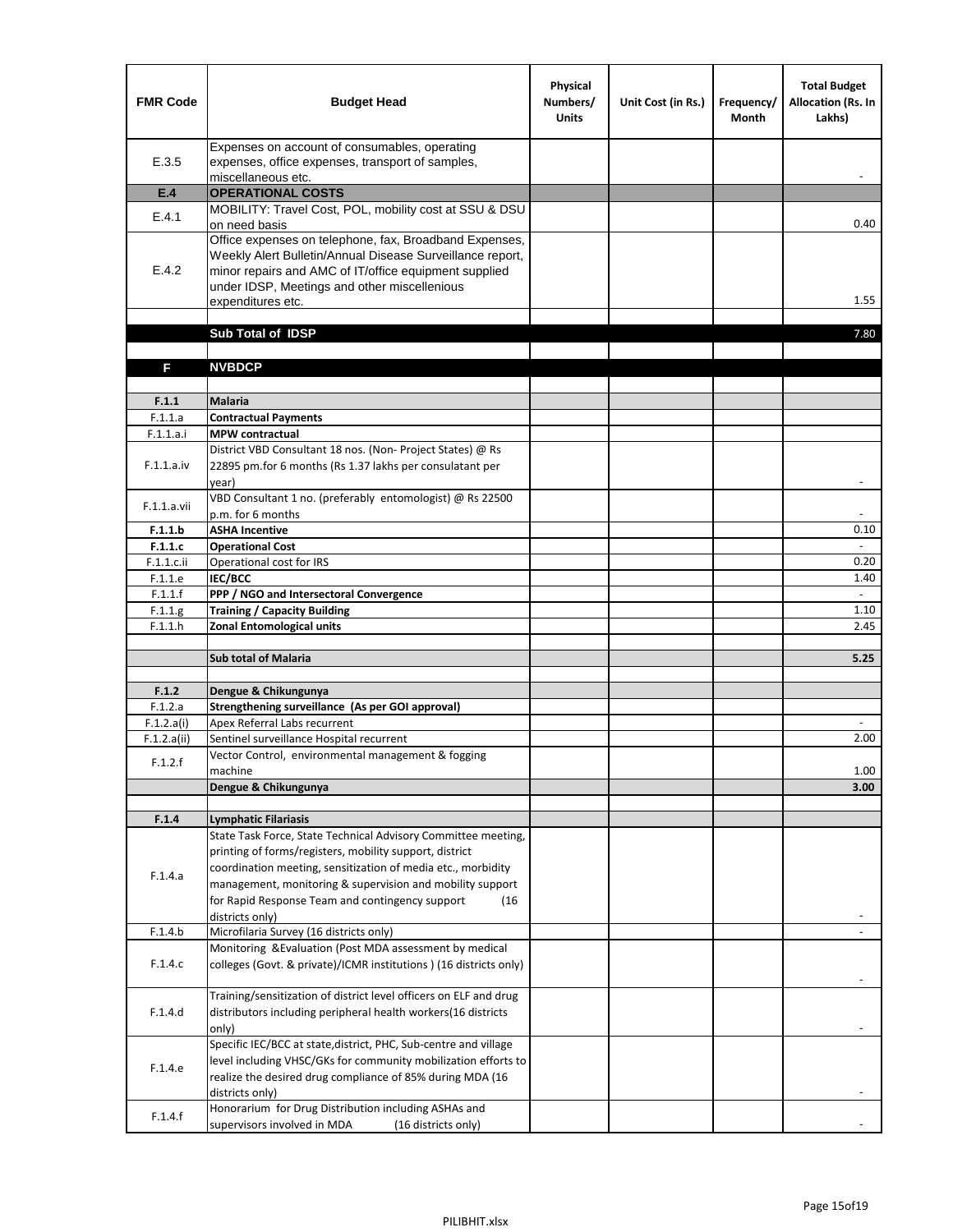| FMR Code | Budget Head | Physical Numbers/ Units | Unit Cost (in Rs.) | Frequency/ Month | Total Budget Allocation (Rs. In Lakhs) |
|---|---|---|---|---|---|
| E.3.5 | Expenses on account of consumables, operating expenses, office expenses, transport of samples, miscellaneous etc. | | | | - |
| **E.4** | **OPERATIONAL COSTS** | | | | |
| E.4.1 | MOBILITY: Travel Cost, POL, mobility cost at SSU & DSU on need basis | | | | 0.40 |
| E.4.2 | Office expenses on telephone, fax, Broadband Expenses, Weekly Alert Bulletin/Annual Disease Surveillance report, minor repairs and AMC of IT/office equipment supplied under IDSP, Meetings and other miscellenious expenditures etc. | | | | 1.55 |
| | | | | | |
| | **Sub Total of IDSP** | | | | 7.80 |
| | | | | | |
| **F** | **NVBDCP** | | | | |
| | | | | | |
| **F.1.1** | **Malaria** | | | | |
| F.1.1.a | **Contractual Payments** | | | | |
| F.1.1.a.i | **MPW contractual** | | | | |
| F.1.1.a.iv | District VBD Consultant 18 nos. (Non- Project States) @ Rs 22895 pm.for 6 months (Rs 1.37 lakhs per consulatant per year) | | | | - |
| F.1.1.a.vii | VBD Consultant 1 no. (preferably entomologist) @ Rs 22500 p.m. for 6 months | | | | - |
| **F.1.1.b** | **ASHA Incentive** | | | | 0.10 |
| **F.1.1.c** | **Operational Cost** | | | | - |
| F.1.1.c.ii | Operational cost for IRS | | | | 0.20 |
| F.1.1.e | **IEC/BCC** | | | | 1.40 |
| F.1.1.f | **PPP / NGO and Intersectoral Convergence** | | | | - |
| F.1.1.g | **Training / Capacity Building** | | | | 1.10 |
| F.1.1.h | **Zonal Entomological units** | | | | 2.45 |
| | | | | | |
| | **Sub total of Malaria** | | | | **5.25** |
| | | | | | |
| **F.1.2** | **Dengue & Chikungunya** | | | | |
| F.1.2.a | **Strengthening surveillance (As per GOI approval)** | | | | |
| F.1.2.a(i) | Apex Referral Labs recurrent | | | | - |
| F.1.2.a(ii) | Sentinel surveillance Hospital recurrent | | | | 2.00 |
| F.1.2.f | Vector Control, environmental management & fogging machine | | | | 1.00 |
| | **Dengue & Chikungunya** | | | | **3.00** |
| | | | | | |
| **F.1.4** | **Lymphatic Filariasis** | | | | |
| F.1.4.a | State Task Force, State Technical Advisory Committee meeting, printing of forms/registers, mobility support, district coordination meeting, sensitization of media etc., morbidity management, monitoring & supervision and mobility support for Rapid Response Team and contingency support (16 districts only) | | | | - |
| F.1.4.b | Microfilaria Survey (16 districts only) | | | | - |
| F.1.4.c | Monitoring &Evaluation (Post MDA assessment by medical colleges (Govt. & private)/ICMR institutions ) (16 districts only) | | | | - |
| F.1.4.d | Training/sensitization of district level officers on ELF and drug distributors including peripheral health workers(16 districts only) | | | | - |
| F.1.4.e | Specific IEC/BCC at state,district, PHC, Sub-centre and village level including VHSC/GKs for community mobilization efforts to realize the desired drug compliance of 85% during MDA (16 districts only) | | | | - |
| F.1.4.f | Honorarium for Drug Distribution including ASHAs and supervisors involved in MDA (16 districts only) | | | | - |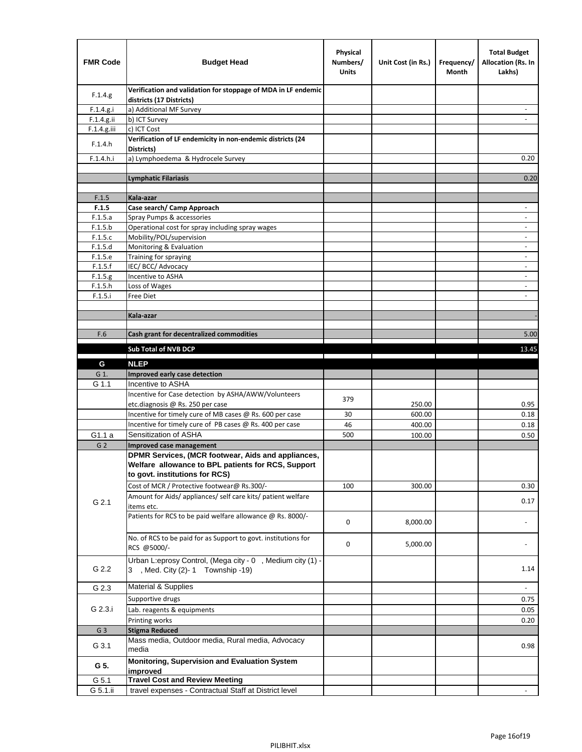| FMR Code | Budget Head | Physical Numbers/ Units | Unit Cost (in Rs.) | Frequency/ Month | Total Budget Allocation (Rs. In Lakhs) |
|---|---|---|---|---|---|
| F.1.4.g | **Verification and validation for stoppage of MDA in LF endemic districts (17 Districts)** | | | | |
| F.1.4.g.i | a) Additional MF Survey | | | | - |
| F.1.4.g.ii | b) ICT Survey | | | | - |
| F.1.4.g.iii | c) ICT Cost | | | | |
| F.1.4.h | **Verification of LF endemicity in non-endemic districts (24 Districts)** | | | | |
| F.1.4.h.i | a) Lymphoedema & Hydrocele Survey | | | | 0.20 |
| | | | | | |
| | **Lymphatic Filariasis** | | | | 0.20 |
| | | | | | |
| F.1.5 | **Kala-azar** | | | | |
| **F.1.5** | **Case search/ Camp Approach** | | | | - |
| F.1.5.a | Spray Pumps & accessories | | | | - |
| F.1.5.b | Operational cost for spray including spray wages | | | | - |
| F.1.5.c | Mobility/POL/supervision | | | | - |
| F.1.5.d | Monitoring & Evaluation | | | | - |
| F.1.5.e | Training for spraying | | | | - |
| F.1.5.f | IEC/ BCC/ Advocacy | | | | - |
| F.1.5.g | Incentive to ASHA | | | | - |
| F.1.5.h | Loss of Wages | | | | - |
| F.1.5.i | Free Diet | | | | - |
| | | | | | |
| | **Kala-azar** | | | | - |
| | | | | | |
| F.6 | **Cash grant for decentralized commodities** | | | | 5.00 |
| | **Sub Total of NVB DCP** | | | | 13.45 |
| **G** | **NLEP** | | | | |
| G 1. | **Improved early case detection** | | | | |
| G 1.1 | Incentive to ASHA | | | | |
| | Incentive for Case detection by ASHA/AWW/Volunteers etc.diagnosis @ Rs. 250 per case | 379 | 250.00 | | 0.95 |
| | Incentive for timely cure of MB cases @ Rs. 600 per case | 30 | 600.00 | | 0.18 |
| | Incentive for timely cure of PB cases @ Rs. 400 per case | 46 | 400.00 | | 0.18 |
| G1.1 a | Sensitization of ASHA | 500 | 100.00 | | 0.50 |
| G 2 | **Improved case management** | | | | |
| G 2.1 | **DPMR Services, (MCR footwear, Aids and appliances, Welfare allowance to BPL patients for RCS, Support to govt. institutions for RCS)** | | | | |
| | Cost of MCR / Protective footwear@ Rs.300/- | 100 | 300.00 | | 0.30 |
| | Amount for Aids/ appliances/ self care kits/ patient welfare items etc. | | | | 0.17 |
| | Patients for RCS to be paid welfare allowance @ Rs. 8000/- | 0 | 8,000.00 | | - |
| | No. of RCS to be paid for as Support to govt. institutions for RCS @5000/- | 0 | 5,000.00 | | - |
| G 2.2 | Urban L:eprosy Control, (Mega city - 0 , Medium city (1) - 3 , Med. City (2)- 1 Township -19) | | | | 1.14 |
| G 2.3 | Material & Supplies | | | | - |
| G 2.3.i | Supportive drugs | | | | 0.75 |
| | Lab. reagents & equipments | | | | 0.05 |
| | Printing works | | | | 0.20 |
| G 3 | **Stigma Reduced** | | | | |
| G 3.1 | Mass media, Outdoor media, Rural media, Advocacy media | | | | 0.98 |
| **G 5.** | **Monitoring, Supervision and Evaluation System improved** | | | | |
| G 5.1 | **Travel Cost and Review Meeting** | | | | |
| G 5.1.ii | travel expenses - Contractual Staff at District level | | | | - |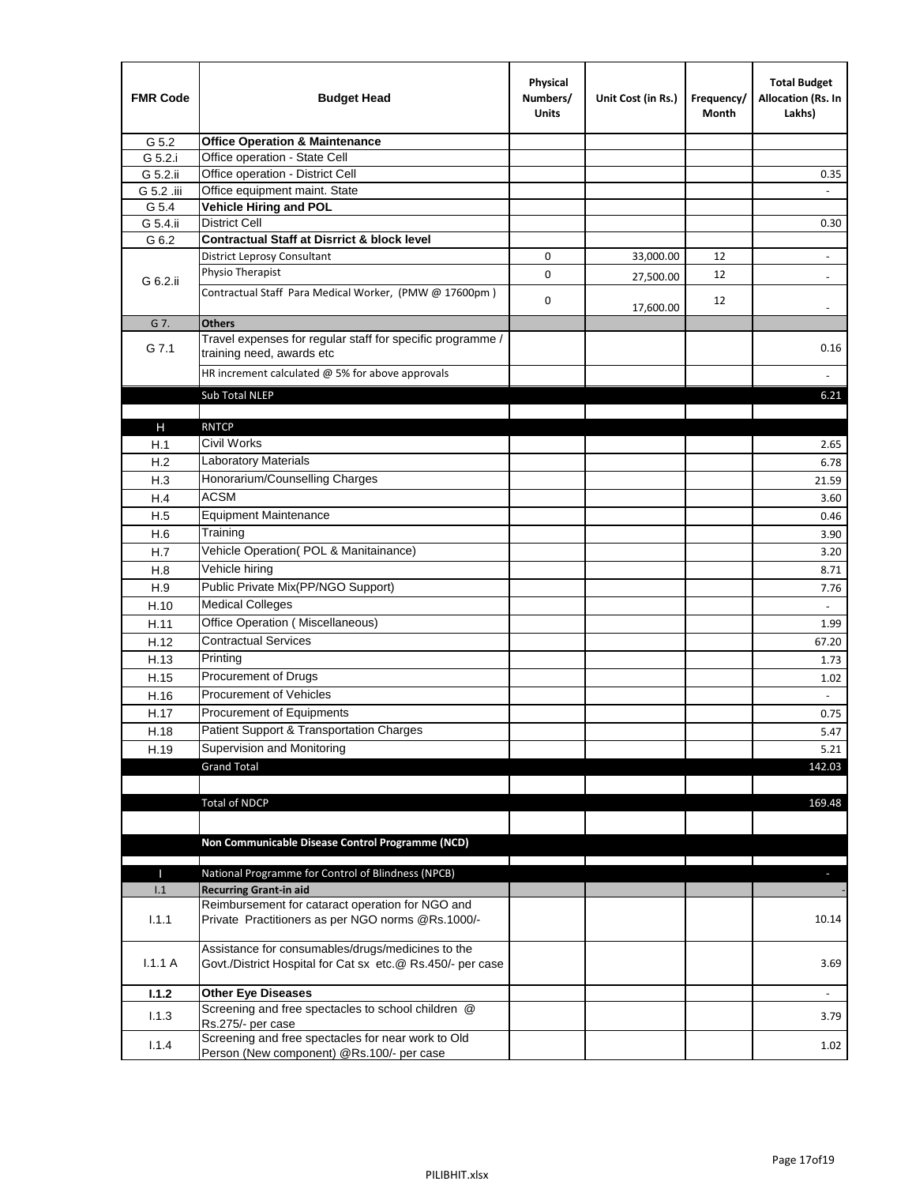| FMR Code | Budget Head | Physical Numbers/ Units | Unit Cost (in Rs.) | Frequency/ Month | Total Budget Allocation (Rs. In Lakhs) |
|---|---|---|---|---|---|
| G 5.2 | **Office Operation & Maintenance** | | | | |
| G 5.2.i | Office operation - State Cell | | | | |
| G 5.2.ii | Office operation - District Cell | | | | 0.35 |
| G 5.2 .iii | Office equipment maint. State | | | | - |
| G 5.4 | **Vehicle Hiring and POL** | | | | |
| G 5.4.ii | District Cell | | | | 0.30 |
| G 6.2 | **Contractual Staff at Disrrict & block level** | | | | |
| G 6.2.ii | District Leprosy Consultant | 0 | 33,000.00 | 12 | - |
| | Physio Therapist | 0 | 27,500.00 | 12 | - |
| | Contractual Staff Para Medical Worker, (PMW @ 17600pm ) | 0 | 17,600.00 | 12 | - |
| G 7. | **Others** | | | | |
| G 7.1 | Travel expenses for regular staff for specific programme / training need, awards etc | | | | 0.16 |
| | HR increment calculated @ 5% for above approvals | | | | - |
| | Sub Total NLEP | | | | 6.21 |
| | | | | | |
| H | RNTCP | | | | |
| H.1 | Civil Works | | | | 2.65 |
| H.2 | Laboratory Materials | | | | 6.78 |
| H.3 | Honorarium/Counselling Charges | | | | 21.59 |
| H.4 | ACSM | | | | 3.60 |
| H.5 | Equipment Maintenance | | | | 0.46 |
| H.6 | Training | | | | 3.90 |
| H.7 | Vehicle Operation( POL & Manitainance) | | | | 3.20 |
| H.8 | Vehicle hiring | | | | 8.71 |
| H.9 | Public Private Mix(PP/NGO Support) | | | | 7.76 |
| H.10 | Medical Colleges | | | | - |
| H.11 | Office Operation ( Miscellaneous) | | | | 1.99 |
| H.12 | Contractual Services | | | | 67.20 |
| H.13 | Printing | | | | 1.73 |
| H.15 | Procurement of Drugs | | | | 1.02 |
| H.16 | Procurement of Vehicles | | | | - |
| H.17 | Procurement of Equipments | | | | 0.75 |
| H.18 | Patient Support & Transportation Charges | | | | 5.47 |
| H.19 | Supervision and Monitoring | | | | 5.21 |
| | Grand Total | | | | 142.03 |
| | | | | | |
| | Total of NDCP | | | | 169.48 |
| | | | | | |
| | **Non Communicable Disease Control Programme (NCD)** | | | | |
| | | | | | |
| I | National Programme for Control of Blindness (NPCB) | | | | - |
| I.1 | **Recurring Grant-in aid** | | | | - |
| I.1.1 | Reimbursement for cataract operation for NGO and Private Practitioners as per NGO norms @Rs.1000/- | | | | 10.14 |
| I.1.1 A | Assistance for consumables/drugs/medicines to the Govt./District Hospital for Cat sx etc.@ Rs.450/- per case | | | | 3.69 |
| **I.1.2** | **Other Eye Diseases** | | | | - |
| I.1.3 | Screening and free spectacles to school children @ Rs.275/- per case | | | | 3.79 |
| I.1.4 | Screening and free spectacles for near work to Old Person (New component) @Rs.100/- per case | | | | 1.02 |

PILIBHIT.xlsx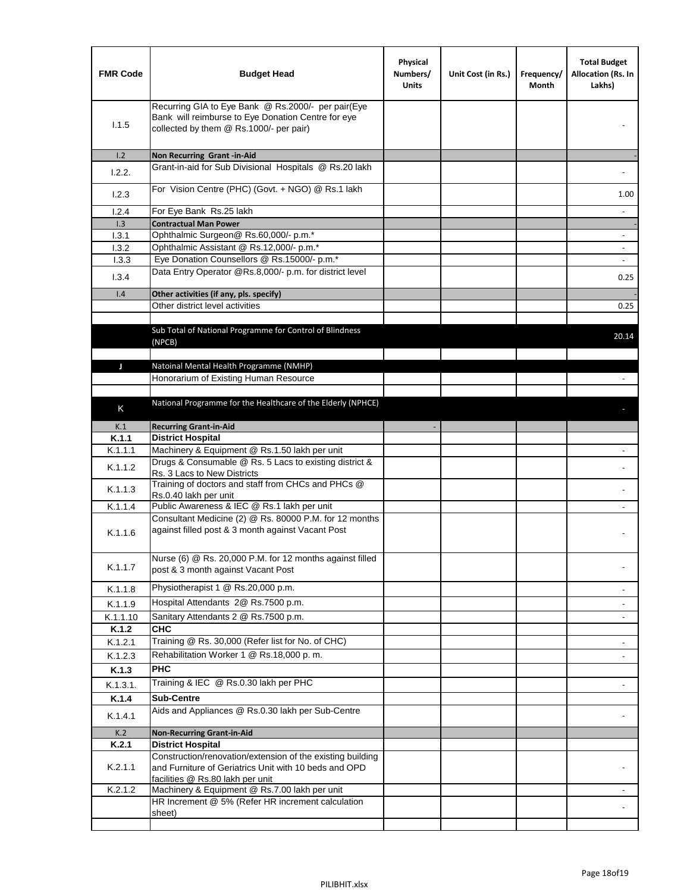| FMR Code | Budget Head | Physical Numbers/ Units | Unit Cost (in Rs.) | Frequency/ Month | Total Budget Allocation (Rs. In Lakhs) |
|---|---|---|---|---|---|
| I.1.5 | Recurring GIA to Eye Bank @ Rs.2000/- per pair(Eye Bank will reimburse to Eye Donation Centre for eye collected by them @ Rs.1000/- per pair) | | | | - |
| I.2 | **Non Recurring Grant -in-Aid** | | | | - |
| I.2.2. | Grant-in-aid for Sub Divisional Hospitals @ Rs.20 lakh | | | | - |
| I.2.3 | For Vision Centre (PHC) (Govt. + NGO) @ Rs.1 lakh | | | | 1.00 |
| I.2.4 | For Eye Bank Rs.25 lakh | | | | - |
| I.3 | **Contractual Man Power** | | | | - |
| I.3.1 | Ophthalmic Surgeon@ Rs.60,000/- p.m.* | | | | - |
| I.3.2 | Ophthalmic Assistant @ Rs.12,000/- p.m.* | | | | - |
| I.3.3 | Eye Donation Counsellors @ Rs.15000/- p.m.* | | | | - |
| I.3.4 | Data Entry Operator @Rs.8,000/- p.m. for district level | | | | 0.25 |
| I.4 | **Other activities (if any, pls. specify)** | | | | - |
| | Other district level activities | | | | 0.25 |
| | | | | | |
| | Sub Total of National Programme for Control of Blindness (NPCB) | | | | 20.14 |
| | | | | | |
| J | Natoinal Mental Health Programme (NMHP) | | | | |
| | Honorarium of Existing Human Resource | | | | - |
| | | | | | |
| K | National Programme for the Healthcare of the Elderly (NPHCE) | | | | - |
| K.1 | **Recurring Grant-in-Aid** | - | | | |
| **K.1.1** | **District Hospital** | | | | |
| K.1.1.1 | Machinery & Equipment @ Rs.1.50 lakh per unit | | | | - |
| K.1.1.2 | Drugs & Consumable @ Rs. 5 Lacs to existing district & Rs. 3 Lacs to New Districts | | | | - |
| K.1.1.3 | Training of doctors and staff from CHCs and PHCs @ Rs.0.40 lakh per unit | | | | - |
| K.1.1.4 | Public Awareness & IEC @ Rs.1 lakh per unit | | | | - |
| K.1.1.6 | Consultant Medicine (2) @ Rs. 80000 P.M. for 12 months against filled post & 3 month against Vacant Post | | | | - |
| K.1.1.7 | Nurse (6) @ Rs. 20,000 P.M. for 12 months against filled post & 3 month against Vacant Post | | | | - |
| K.1.1.8 | Physiotherapist 1 @ Rs.20,000 p.m. | | | | - |
| K.1.1.9 | Hospital Attendants 2@ Rs.7500 p.m. | | | | - |
| K.1.1.10 | Sanitary Attendants 2 @ Rs.7500 p.m. | | | | - |
| **K.1.2** | **CHC** | | | | |
| K.1.2.1 | Training @ Rs. 30,000 (Refer list for No. of CHC) | | | | - |
| K.1.2.3 | Rehabilitation Worker 1 @ Rs.18,000 p. m. | | | | - |
| **K.1.3** | **PHC** | | | | |
| K.1.3.1. | Training & IEC @ Rs.0.30 lakh per PHC | | | | - |
| **K.1.4** | **Sub-Centre** | | | | |
| K.1.4.1 | Aids and Appliances @ Rs.0.30 lakh per Sub-Centre | | | | - |
| K.2 | **Non-Recurring Grant-in-Aid** | | | | |
| **K.2.1** | **District Hospital** | | | | |
| K.2.1.1 | Construction/renovation/extension of the existing building and Furniture of Geriatrics Unit with 10 beds and OPD facilities @ Rs.80 lakh per unit | | | | - |
| K.2.1.2 | Machinery & Equipment @ Rs.7.00 lakh per unit | | | | - |
| | HR Increment @ 5% (Refer HR increment calculation sheet) | | | | - |
| | | | | | |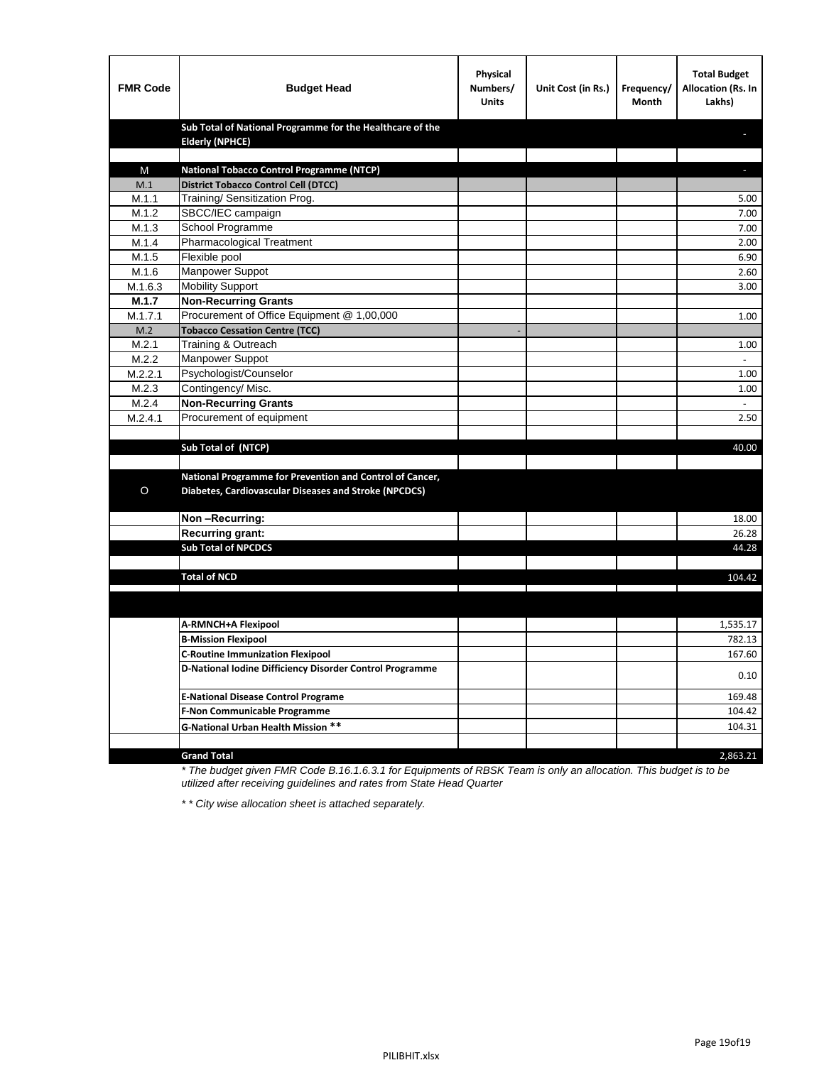| FMR Code | Budget Head | Physical Numbers/ Units | Unit Cost (in Rs.) | Frequency/ Month | Total Budget Allocation (Rs. In Lakhs) |
|---|---|---|---|---|---|
| | **Sub Total of National Programme for the Healthcare of the Elderly (NPHCE)** | | | | - |
| | | | | | |
| M | **National Tobacco Control Programme (NTCP)** | | | | - |
| M.1 | **District Tobacco Control Cell (DTCC)** | | | | |
| M.1.1 | Training/ Sensitization Prog. | | | | 5.00 |
| M.1.2 | SBCC/IEC campaign | | | | 7.00 |
| M.1.3 | School Programme | | | | 7.00 |
| M.1.4 | Pharmacological Treatment | | | | 2.00 |
| M.1.5 | Flexible pool | | | | 6.90 |
| M.1.6 | Manpower Suppot | | | | 2.60 |
| M.1.6.3 | Mobility Support | | | | 3.00 |
| **M.1.7** | **Non-Recurring Grants** | | | | |
| M.1.7.1 | Procurement of Office Equipment @ 1,00,000 | | | | 1.00 |
| M.2 | **Tobacco Cessation Centre (TCC)** | - | | | |
| M.2.1 | Training & Outreach | | | | 1.00 |
| M.2.2 | Manpower Suppot | | | | - |
| M.2.2.1 | Psychologist/Counselor | | | | 1.00 |
| M.2.3 | Contingency/ Misc. | | | | 1.00 |
| M.2.4 | **Non-Recurring Grants** | | | | - |
| M.2.4.1 | Procurement of equipment | | | | 2.50 |
| | | | | | |
| | **Sub Total of (NTCP)** | | | | 40.00 |
| | | | | | |
| O | **National Programme for Prevention and Control of Cancer, Diabetes, Cardiovascular Diseases and Stroke (NPCDCS)** | | | | |
| | **Non –Recurring:** | | | | 18.00 |
| | **Recurring grant:** | | | | 26.28 |
| | **Sub Total of NPCDCS** | | | | 44.28 |
| | | | | | |
| | **Total of NCD** | | | | 104.42 |
| | | | | | |
| | **A-RMNCH+A Flexipool** | | | | 1,535.17 |
| | **B-Mission Flexipool** | | | | 782.13 |
| | **C-Routine Immunization Flexipool** | | | | 167.60 |
| | **D-National Iodine Difficiency Disorder Control Programme** | | | | 0.10 |
| | **E-National Disease Control Programe** | | | | 169.48 |
| | **F-Non Communicable Programme** | | | | 104.42 |
| | **G-National Urban Health Mission \*\*** | | | | 104.31 |
| | | | | | |
| | **Grand Total** | | | | 2,863.21 |

*\* The budget given FMR Code B.16.1.6.3.1 for Equipments of RBSK Team is only an allocation. This budget is to be utilized after receiving guidelines and rates from State Head Quarter*

*\* \* City wise allocation sheet is attached separately.*

PILIBHIT.xlsx